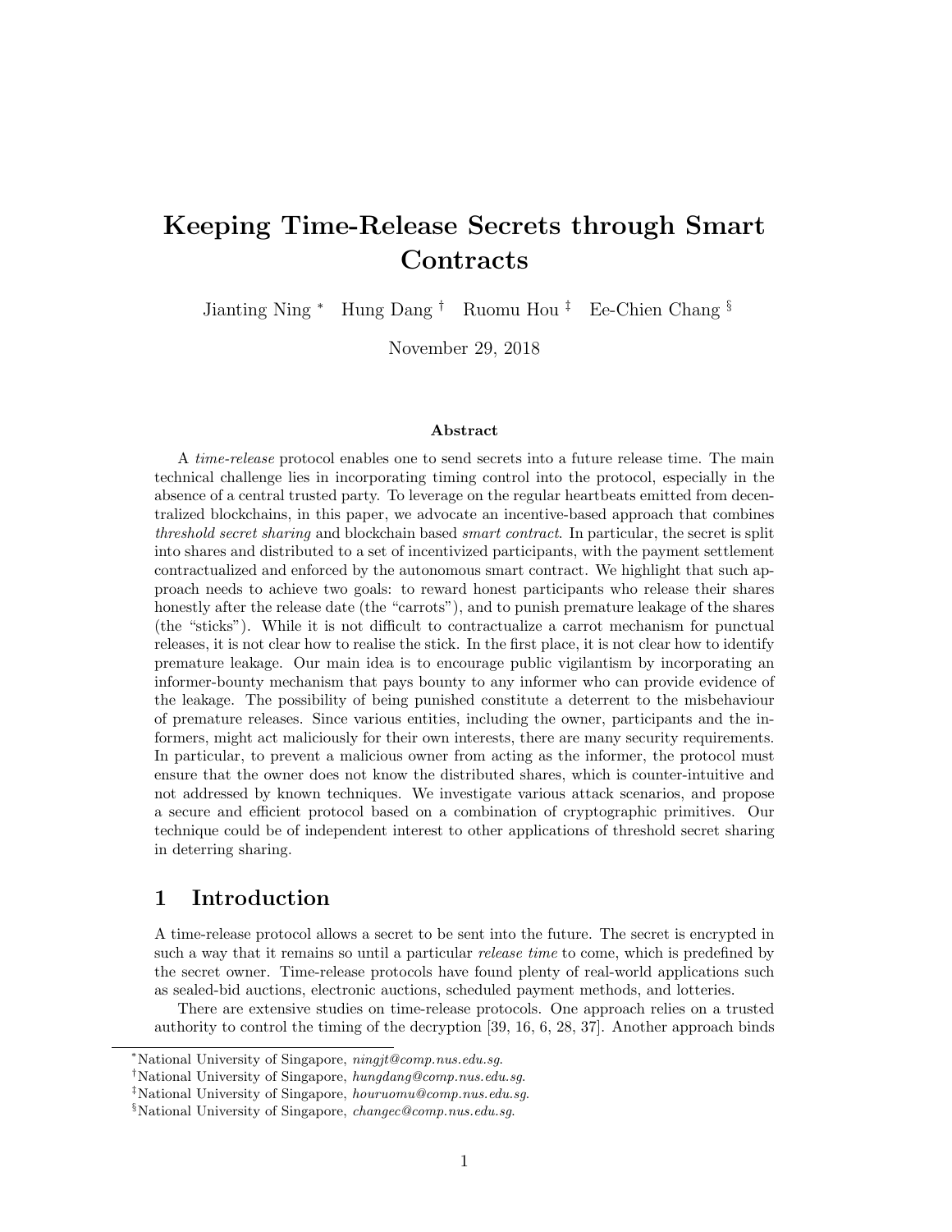# Keeping Time-Release Secrets through Smart Contracts

Jianting Ning [*] Hung Dang [†] Ruomu Hou [‡] Ee-Chien Chang [§]

November 29, 2018

### Abstract

A *time-release* protocol enables one to send secrets into a future release time. The main technical challenge lies in incorporating timing control into the protocol, especially in the absence of a central trusted party. To leverage on the regular heartbeats emitted from decentralized blockchains, in this paper, we advocate an incentive-based approach that combines *threshold secret sharing* and blockchain based *smart contract*. In particular, the secret is split into shares and distributed to a set of incentivized participants, with the payment settlement contractualized and enforced by the autonomous smart contract. We highlight that such approach needs to achieve two goals: to reward honest participants who release their shares honestly after the release date (the "carrots"), and to punish premature leakage of the shares (the "sticks"). While it is not difficult to contractualize a carrot mechanism for punctual releases, it is not clear how to realise the stick. In the first place, it is not clear how to identify premature leakage. Our main idea is to encourage public vigilantism by incorporating an informer-bounty mechanism that pays bounty to any informer who can provide evidence of the leakage. The possibility of being punished constitute a deterrent to the misbehaviour of premature releases. Since various entities, including the owner, participants and the informers, might act maliciously for their own interests, there are many security requirements. In particular, to prevent a malicious owner from acting as the informer, the protocol must ensure that the owner does not know the distributed shares, which is counter-intuitive and not addressed by known techniques. We investigate various attack scenarios, and propose a secure and efficient protocol based on a combination of cryptographic primitives. Our technique could be of independent interest to other applications of threshold secret sharing in deterring sharing.

## 1 Introduction

A time-release protocol allows a secret to be sent into the future. The secret is encrypted in such a way that it remains so until a particular *release time* to come, which is predefined by the secret owner. Time-release protocols have found plenty of real-world applications such as sealed-bid auctions, electronic auctions, scheduled payment methods, and lotteries.

There are extensive studies on time-release protocols. One approach relies on a trusted authority to control the timing of the decryption [39, 16, 6, 28, 37]. Another approach binds

---

[*] National University of Singapore, *ningjt@comp.nus.edu.sg*.

[†] National University of Singapore, *hungdang@comp.nus.edu.sg*.

[‡] National University of Singapore, *houruomu@comp.nus.edu.sg*.

[§] National University of Singapore, *changec@comp.nus.edu.sg*.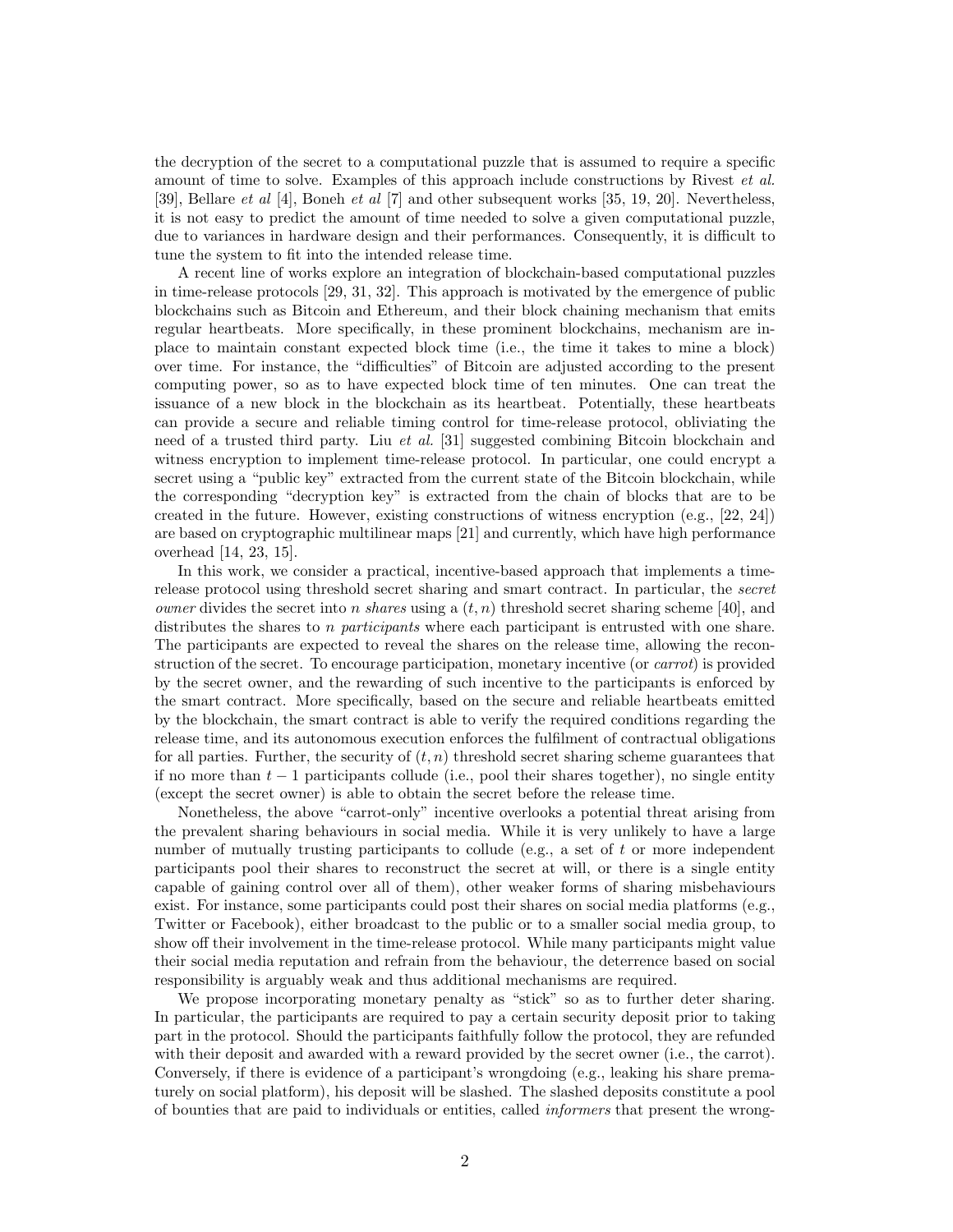the decryption of the secret to a computational puzzle that is assumed to require a specific amount of time to solve. Examples of this approach include constructions by Rivest *et al.* [39], Bellare *et al* [4], Boneh *et al* [7] and other subsequent works [35, 19, 20]. Nevertheless, it is not easy to predict the amount of time needed to solve a given computational puzzle, due to variances in hardware design and their performances. Consequently, it is difficult to tune the system to fit into the intended release time.

A recent line of works explore an integration of blockchain-based computational puzzles in time-release protocols [29, 31, 32]. This approach is motivated by the emergence of public blockchains such as Bitcoin and Ethereum, and their block chaining mechanism that emits regular heartbeats. More specifically, in these prominent blockchains, mechanism are in-place to maintain constant expected block time (i.e., the time it takes to mine a block) over time. For instance, the "difficulties" of Bitcoin are adjusted according to the present computing power, so as to have expected block time of ten minutes. One can treat the issuance of a new block in the blockchain as its heartbeat. Potentially, these heartbeats can provide a secure and reliable timing control for time-release protocol, obliviating the need of a trusted third party. Liu *et al.* [31] suggested combining Bitcoin blockchain and witness encryption to implement time-release protocol. In particular, one could encrypt a secret using a "public key" extracted from the current state of the Bitcoin blockchain, while the corresponding "decryption key" is extracted from the chain of blocks that are to be created in the future. However, existing constructions of witness encryption (e.g., [22, 24]) are based on cryptographic multilinear maps [21] and currently, which have high performance overhead [14, 23, 15].

In this work, we consider a practical, incentive-based approach that implements a time-release protocol using threshold secret sharing and smart contract. In particular, the *secret owner* divides the secret into $n$ *shares* using a $(t, n)$ threshold secret sharing scheme [40], and distributes the shares to $n$ *participants* where each participant is entrusted with one share. The participants are expected to reveal the shares on the release time, allowing the reconstruction of the secret. To encourage participation, monetary incentive (or *carrot*) is provided by the secret owner, and the rewarding of such incentive to the participants is enforced by the smart contract. More specifically, based on the secure and reliable heartbeats emitted by the blockchain, the smart contract is able to verify the required conditions regarding the release time, and its autonomous execution enforces the fulfilment of contractual obligations for all parties. Further, the security of $(t, n)$ threshold secret sharing scheme guarantees that if no more than $t - 1$ participants collude (i.e., pool their shares together), no single entity (except the secret owner) is able to obtain the secret before the release time.

Nonetheless, the above "carrot-only" incentive overlooks a potential threat arising from the prevalent sharing behaviours in social media. While it is very unlikely to have a large number of mutually trusting participants to collude (e.g., a set of $t$ or more independent participants pool their shares to reconstruct the secret at will, or there is a single entity capable of gaining control over all of them), other weaker forms of sharing misbehaviours exist. For instance, some participants could post their shares on social media platforms (e.g., Twitter or Facebook), either broadcast to the public or to a smaller social media group, to show off their involvement in the time-release protocol. While many participants might value their social media reputation and refrain from the behaviour, the deterrence based on social responsibility is arguably weak and thus additional mechanisms are required.

We propose incorporating monetary penalty as "stick" so as to further deter sharing. In particular, the participants are required to pay a certain security deposit prior to taking part in the protocol. Should the participants faithfully follow the protocol, they are refunded with their deposit and awarded with a reward provided by the secret owner (i.e., the carrot). Conversely, if there is evidence of a participant's wrongdoing (e.g., leaking his share prematurely on social platform), his deposit will be slashed. The slashed deposits constitute a pool of bounties that are paid to individuals or entities, called *informers* that present the wrong-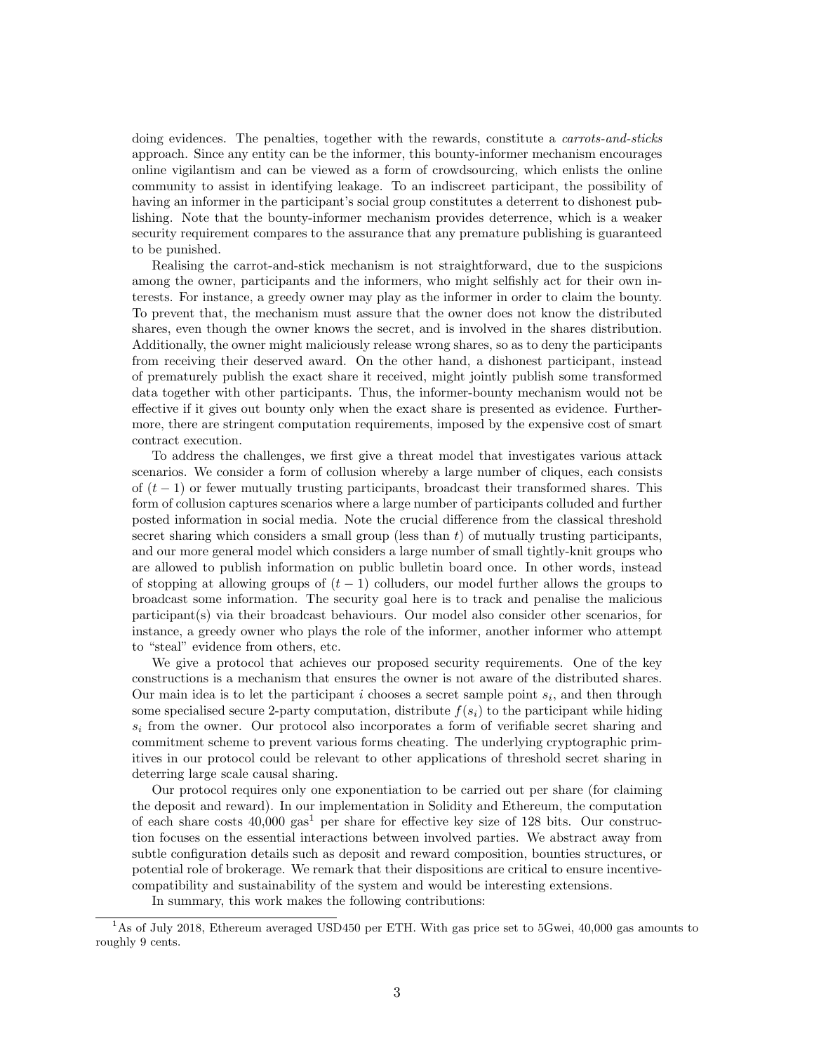doing evidences. The penalties, together with the rewards, constitute a *carrots-and-sticks* approach. Since any entity can be the informer, this bounty-informer mechanism encourages online vigilantism and can be viewed as a form of crowdsourcing, which enlists the online community to assist in identifying leakage. To an indiscreet participant, the possibility of having an informer in the participant's social group constitutes a deterrent to dishonest publishing. Note that the bounty-informer mechanism provides deterrence, which is a weaker security requirement compares to the assurance that any premature publishing is guaranteed to be punished.

Realising the carrot-and-stick mechanism is not straightforward, due to the suspicions among the owner, participants and the informers, who might selfishly act for their own interests. For instance, a greedy owner may play as the informer in order to claim the bounty. To prevent that, the mechanism must assure that the owner does not know the distributed shares, even though the owner knows the secret, and is involved in the shares distribution. Additionally, the owner might maliciously release wrong shares, so as to deny the participants from receiving their deserved award. On the other hand, a dishonest participant, instead of prematurely publish the exact share it received, might jointly publish some transformed data together with other participants. Thus, the informer-bounty mechanism would not be effective if it gives out bounty only when the exact share is presented as evidence. Furthermore, there are stringent computation requirements, imposed by the expensive cost of smart contract execution.

To address the challenges, we first give a threat model that investigates various attack scenarios. We consider a form of collusion whereby a large number of cliques, each consists of $(t-1)$ or fewer mutually trusting participants, broadcast their transformed shares. This form of collusion captures scenarios where a large number of participants colluded and further posted information in social media. Note the crucial difference from the classical threshold secret sharing which considers a small group (less than $t$) of mutually trusting participants, and our more general model which considers a large number of small tightly-knit groups who are allowed to publish information on public bulletin board once. In other words, instead of stopping at allowing groups of $(t-1)$ colluders, our model further allows the groups to broadcast some information. The security goal here is to track and penalise the malicious participant(s) via their broadcast behaviours. Our model also consider other scenarios, for instance, a greedy owner who plays the role of the informer, another informer who attempt to "steal" evidence from others, etc.

We give a protocol that achieves our proposed security requirements. One of the key constructions is a mechanism that ensures the owner is not aware of the distributed shares. Our main idea is to let the participant $i$ chooses a secret sample point $s_i$, and then through some specialised secure 2-party computation, distribute $f(s_i)$ to the participant while hiding $s_i$ from the owner. Our protocol also incorporates a form of verifiable secret sharing and commitment scheme to prevent various forms cheating. The underlying cryptographic primitives in our protocol could be relevant to other applications of threshold secret sharing in deterring large scale causal sharing.

Our protocol requires only one exponentiation to be carried out per share (for claiming the deposit and reward). In our implementation in Solidity and Ethereum, the computation of each share costs 40,000 gas[1] per share for effective key size of 128 bits. Our construction focuses on the essential interactions between involved parties. We abstract away from subtle configuration details such as deposit and reward composition, bounties structures, or potential role of brokerage. We remark that their dispositions are critical to ensure incentive-compatibility and sustainability of the system and would be interesting extensions.

In summary, this work makes the following contributions:

[1] As of July 2018, Ethereum averaged USD450 per ETH. With gas price set to 5Gwei, 40,000 gas amounts to roughly 9 cents.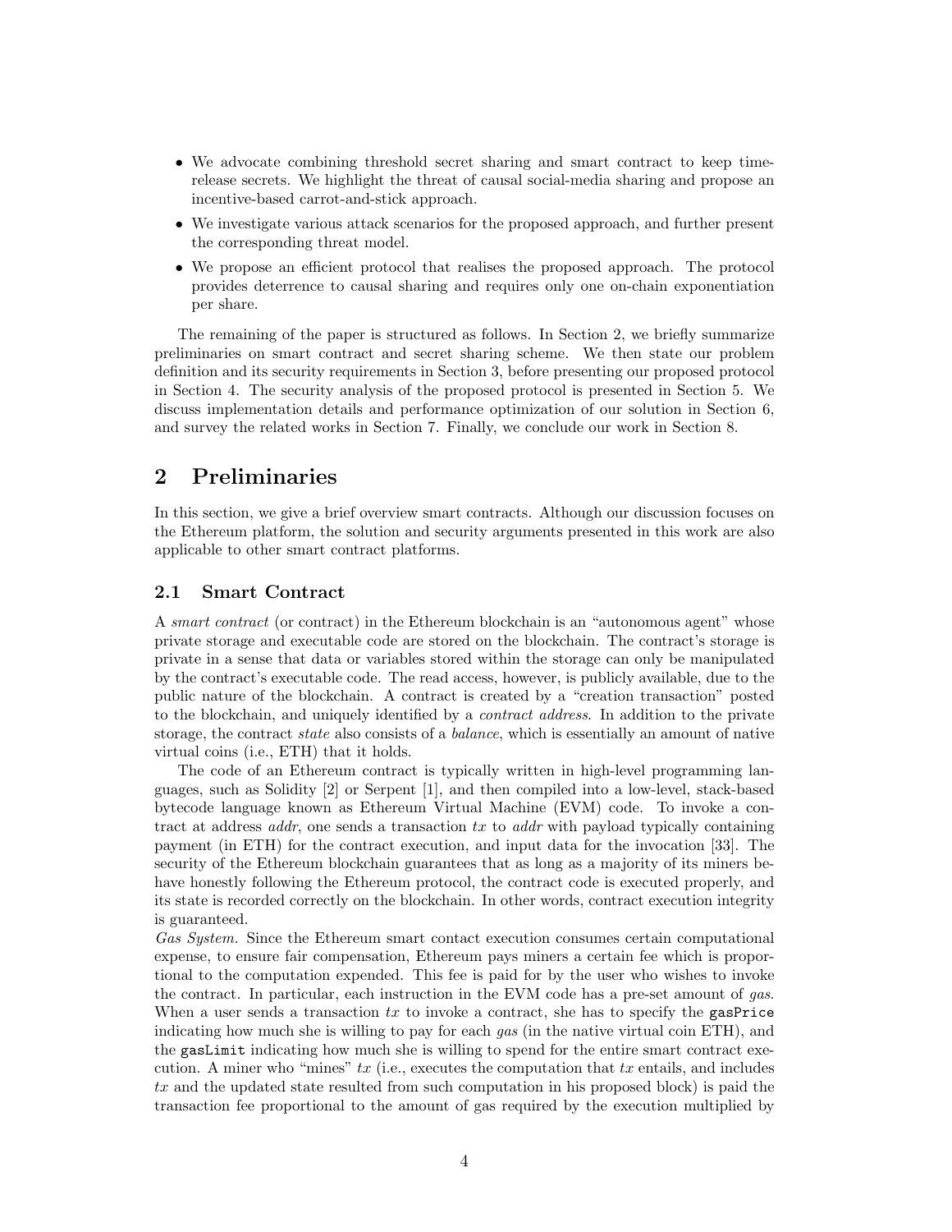- We advocate combining threshold secret sharing and smart contract to keep time-release secrets. We highlight the threat of causal social-media sharing and propose an incentive-based carrot-and-stick approach.
- We investigate various attack scenarios for the proposed approach, and further present the corresponding threat model.
- We propose an efficient protocol that realises the proposed approach. The protocol provides deterrence to causal sharing and requires only one on-chain exponentiation per share.

The remaining of the paper is structured as follows. In Section 2, we briefly summarize preliminaries on smart contract and secret sharing scheme. We then state our problem definition and its security requirements in Section 3, before presenting our proposed protocol in Section 4. The security analysis of the proposed protocol is presented in Section 5. We discuss implementation details and performance optimization of our solution in Section 6, and survey the related works in Section 7. Finally, we conclude our work in Section 8.

# 2 Preliminaries

In this section, we give a brief overview smart contracts. Although our discussion focuses on the Ethereum platform, the solution and security arguments presented in this work are also applicable to other smart contract platforms.

## 2.1 Smart Contract

A *smart contract* (or contract) in the Ethereum blockchain is an "autonomous agent" whose private storage and executable code are stored on the blockchain. The contract's storage is private in a sense that data or variables stored within the storage can only be manipulated by the contract's executable code. The read access, however, is publicly available, due to the public nature of the blockchain. A contract is created by a "creation transaction" posted to the blockchain, and uniquely identified by a *contract address*. In addition to the private storage, the contract *state* also consists of a *balance*, which is essentially an amount of native virtual coins (i.e., ETH) that it holds.

The code of an Ethereum contract is typically written in high-level programming languages, such as Solidity [2] or Serpent [1], and then compiled into a low-level, stack-based bytecode language known as Ethereum Virtual Machine (EVM) code. To invoke a contract at address *addr*, one sends a transaction *tx* to *addr* with payload typically containing payment (in ETH) for the contract execution, and input data for the invocation [33]. The security of the Ethereum blockchain guarantees that as long as a majority of its miners behave honestly following the Ethereum protocol, the contract code is executed properly, and its state is recorded correctly on the blockchain. In other words, contract execution integrity is guaranteed.

*Gas System.* Since the Ethereum smart contact execution consumes certain computational expense, to ensure fair compensation, Ethereum pays miners a certain fee which is proportional to the computation expended. This fee is paid for by the user who wishes to invoke the contract. In particular, each instruction in the EVM code has a pre-set amount of *gas*. When a user sends a transaction *tx* to invoke a contract, she has to specify the `gasPrice` indicating how much she is willing to pay for each *gas* (in the native virtual coin ETH), and the `gasLimit` indicating how much she is willing to spend for the entire smart contract execution. A miner who "mines" *tx* (i.e., executes the computation that *tx* entails, and includes *tx* and the updated state resulted from such computation in his proposed block) is paid the transaction fee proportional to the amount of gas required by the execution multiplied by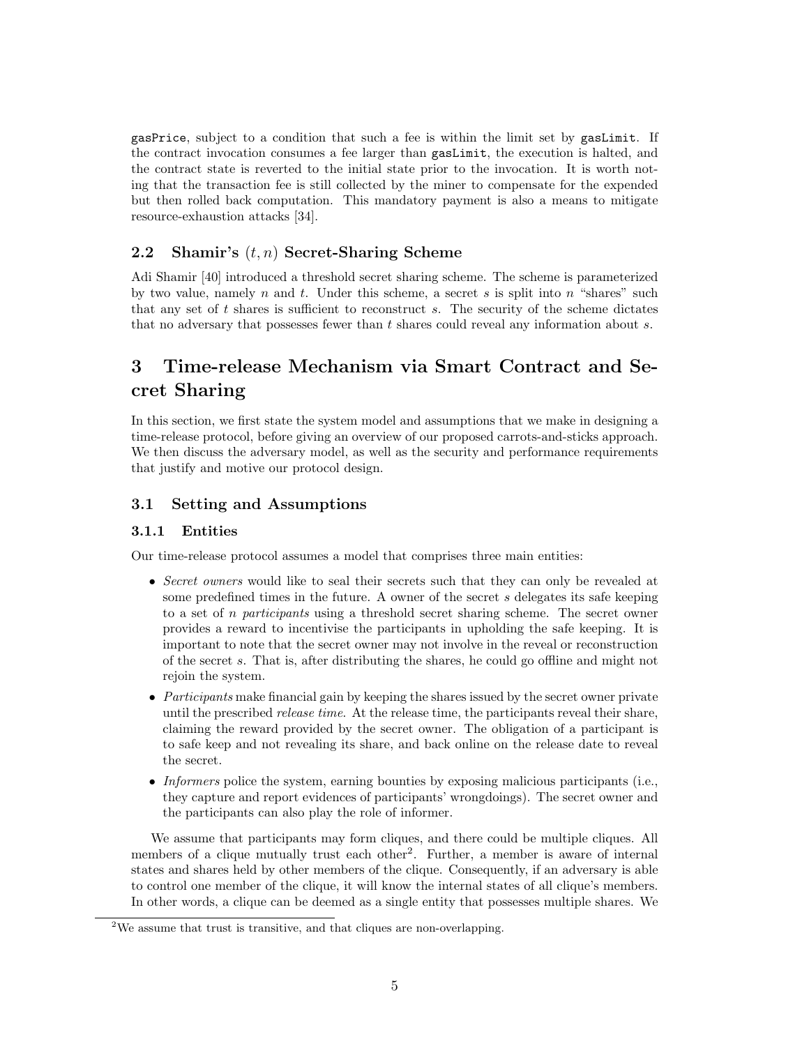`gasPrice`, subject to a condition that such a fee is within the limit set by `gasLimit`. If the contract invocation consumes a fee larger than `gasLimit`, the execution is halted, and the contract state is reverted to the initial state prior to the invocation. It is worth noting that the transaction fee is still collected by the miner to compensate for the expended but then rolled back computation. This mandatory payment is also a means to mitigate resource-exhaustion attacks [34].

## 2.2 Shamir's $(t, n)$ Secret-Sharing Scheme

Adi Shamir [40] introduced a threshold secret sharing scheme. The scheme is parameterized by two value, namely $n$ and $t$. Under this scheme, a secret $s$ is split into $n$ "shares" such that any set of $t$ shares is sufficient to reconstruct $s$. The security of the scheme dictates that no adversary that possesses fewer than $t$ shares could reveal any information about $s$.

# 3 Time-release Mechanism via Smart Contract and Secret Sharing

In this section, we first state the system model and assumptions that we make in designing a time-release protocol, before giving an overview of our proposed carrots-and-sticks approach. We then discuss the adversary model, as well as the security and performance requirements that justify and motive our protocol design.

## 3.1 Setting and Assumptions

### 3.1.1 Entities

Our time-release protocol assumes a model that comprises three main entities:

- *Secret owners* would like to seal their secrets such that they can only be revealed at some predefined times in the future. A owner of the secret $s$ delegates its safe keeping to a set of $n$ *participants* using a threshold secret sharing scheme. The secret owner provides a reward to incentivise the participants in upholding the safe keeping. It is important to note that the secret owner may not involve in the reveal or reconstruction of the secret $s$. That is, after distributing the shares, he could go offline and might not rejoin the system.
- *Participants* make financial gain by keeping the shares issued by the secret owner private until the prescribed *release time*. At the release time, the participants reveal their share, claiming the reward provided by the secret owner. The obligation of a participant is to safe keep and not revealing its share, and back online on the release date to reveal the secret.
- *Informers* police the system, earning bounties by exposing malicious participants (i.e., they capture and report evidences of participants' wrongdoings). The secret owner and the participants can also play the role of informer.

We assume that participants may form cliques, and there could be multiple cliques. All members of a clique mutually trust each other[2]. Further, a member is aware of internal states and shares held by other members of the clique. Consequently, if an adversary is able to control one member of the clique, it will know the internal states of all clique's members. In other words, a clique can be deemed as a single entity that possesses multiple shares. We

[2] We assume that trust is transitive, and that cliques are non-overlapping.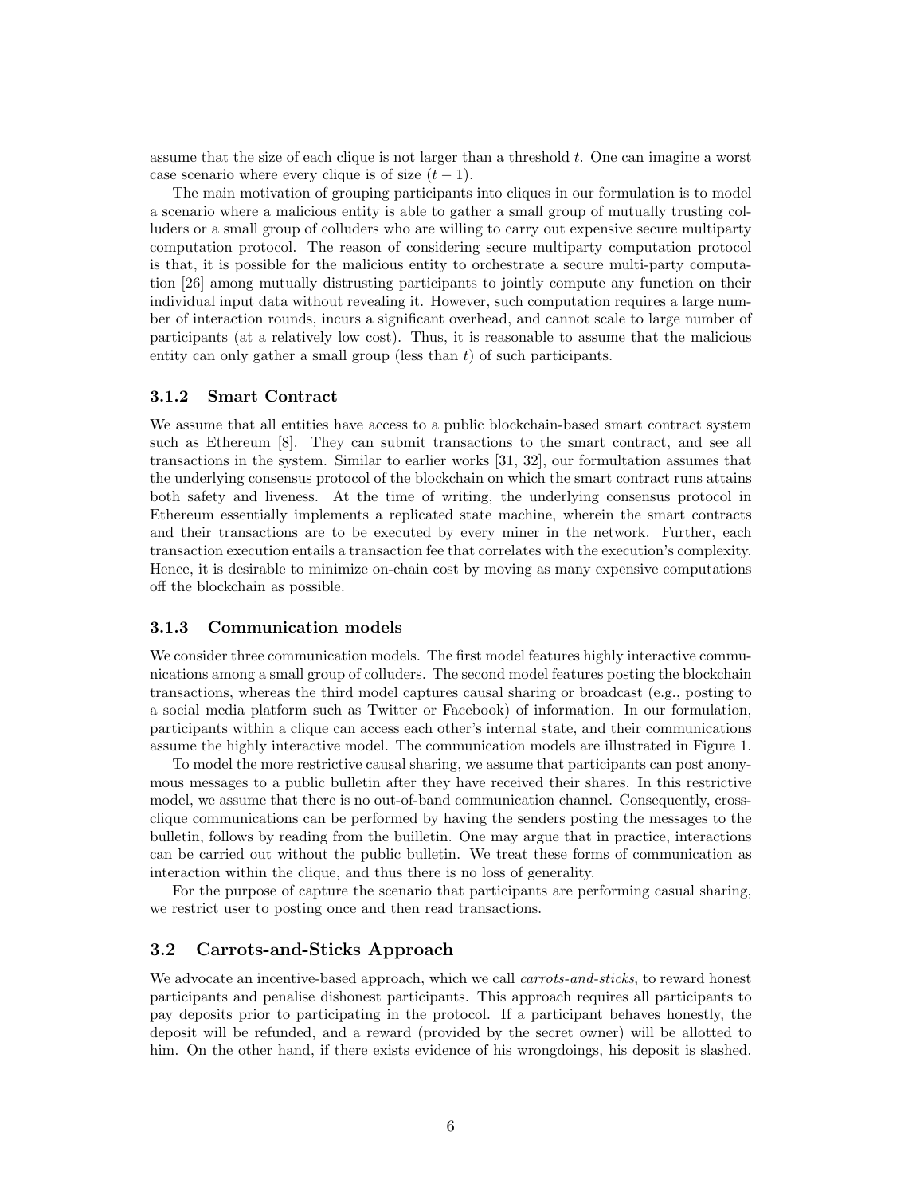assume that the size of each clique is not larger than a threshold $t$. One can imagine a worst case scenario where every clique is of size $(t-1)$.

The main motivation of grouping participants into cliques in our formulation is to model a scenario where a malicious entity is able to gather a small group of mutually trusting colluders or a small group of colluders who are willing to carry out expensive secure multiparty computation protocol. The reason of considering secure multiparty computation protocol is that, it is possible for the malicious entity to orchestrate a secure multi-party computation [26] among mutually distrusting participants to jointly compute any function on their individual input data without revealing it. However, such computation requires a large number of interaction rounds, incurs a significant overhead, and cannot scale to large number of participants (at a relatively low cost). Thus, it is reasonable to assume that the malicious entity can only gather a small group (less than $t$) of such participants.

### 3.1.2 Smart Contract

We assume that all entities have access to a public blockchain-based smart contract system such as Ethereum [8]. They can submit transactions to the smart contract, and see all transactions in the system. Similar to earlier works [31, 32], our formultation assumes that the underlying consensus protocol of the blockchain on which the smart contract runs attains both safety and liveness. At the time of writing, the underlying consensus protocol in Ethereum essentially implements a replicated state machine, wherein the smart contracts and their transactions are to be executed by every miner in the network. Further, each transaction execution entails a transaction fee that correlates with the execution's complexity. Hence, it is desirable to minimize on-chain cost by moving as many expensive computations off the blockchain as possible.

### 3.1.3 Communication models

We consider three communication models. The first model features highly interactive communications among a small group of colluders. The second model features posting the blockchain transactions, whereas the third model captures causal sharing or broadcast (e.g., posting to a social media platform such as Twitter or Facebook) of information. In our formulation, participants within a clique can access each other's internal state, and their communications assume the highly interactive model. The communication models are illustrated in Figure 1.

To model the more restrictive causal sharing, we assume that participants can post anonymous messages to a public bulletin after they have received their shares. In this restrictive model, we assume that there is no out-of-band communication channel. Consequently, cross-clique communications can be performed by having the senders posting the messages to the bulletin, follows by reading from the builletin. One may argue that in practice, interactions can be carried out without the public bulletin. We treat these forms of communication as interaction within the clique, and thus there is no loss of generality.

For the purpose of capture the scenario that participants are performing casual sharing, we restrict user to posting once and then read transactions.

## 3.2 Carrots-and-Sticks Approach

We advocate an incentive-based approach, which we call *carrots-and-sticks*, to reward honest participants and penalise dishonest participants. This approach requires all participants to pay deposits prior to participating in the protocol. If a participant behaves honestly, the deposit will be refunded, and a reward (provided by the secret owner) will be allotted to him. On the other hand, if there exists evidence of his wrongdoings, his deposit is slashed.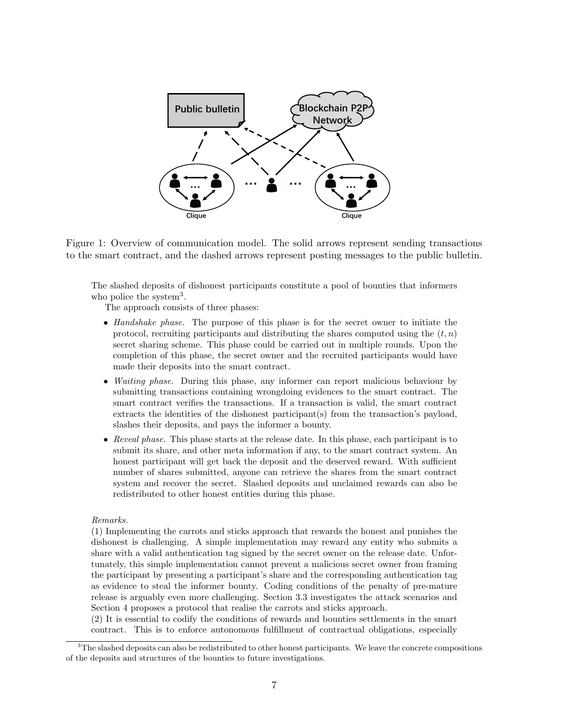Figure 1: Overview of communication model. The solid arrows represent sending transactions to the smart contract, and the dashed arrows represent posting messages to the public bulletin.

The slashed deposits of dishonest participants constitute a pool of bounties that informers who police the system[3].

The approach consists of three phases:

- *Handshake phase.* The purpose of this phase is for the secret owner to initiate the protocol, recruiting participants and distributing the shares computed using the $(t, n)$ secret sharing scheme. This phase could be carried out in multiple rounds. Upon the completion of this phase, the secret owner and the recruited participants would have made their deposits into the smart contract.
- *Waiting phase.* During this phase, any informer can report malicious behaviour by submitting transactions containing wrongdoing evidences to the smart contract. The smart contract verifies the transactions. If a transaction is valid, the smart contract extracts the identities of the dishonest participant(s) from the transaction's payload, slashes their deposits, and pays the informer a bounty.
- *Reveal phase.* This phase starts at the release date. In this phase, each participant is to submit its share, and other meta information if any, to the smart contract system. An honest participant will get back the deposit and the deserved reward. With sufficient number of shares submitted, anyone can retrieve the shares from the smart contract system and recover the secret. Slashed deposits and unclaimed rewards can also be redistributed to other honest entities during this phase.

*Remarks.*
(1) Implementing the carrots and sticks approach that rewards the honest and punishes the dishonest is challenging. A simple implementation may reward any entity who submits a share with a valid authentication tag signed by the secret owner on the release date. Unfortunately, this simple implementation cannot prevent a malicious secret owner from framing the participant by presenting a participant's share and the corresponding authentication tag as evidence to steal the informer bounty. Coding conditions of the penalty of pre-mature release is arguably even more challenging. Section 3.3 investigates the attack scenarios and Section 4 proposes a protocol that realise the carrots and sticks approach.
(2) It is essential to codify the conditions of rewards and bounties settlements in the smart contract. This is to enforce autonomous fulfillment of contractual obligations, especially

[3] The slashed deposits can also be redistributed to other honest participants. We leave the concrete compositions of the deposits and structures of the bounties to future investigations.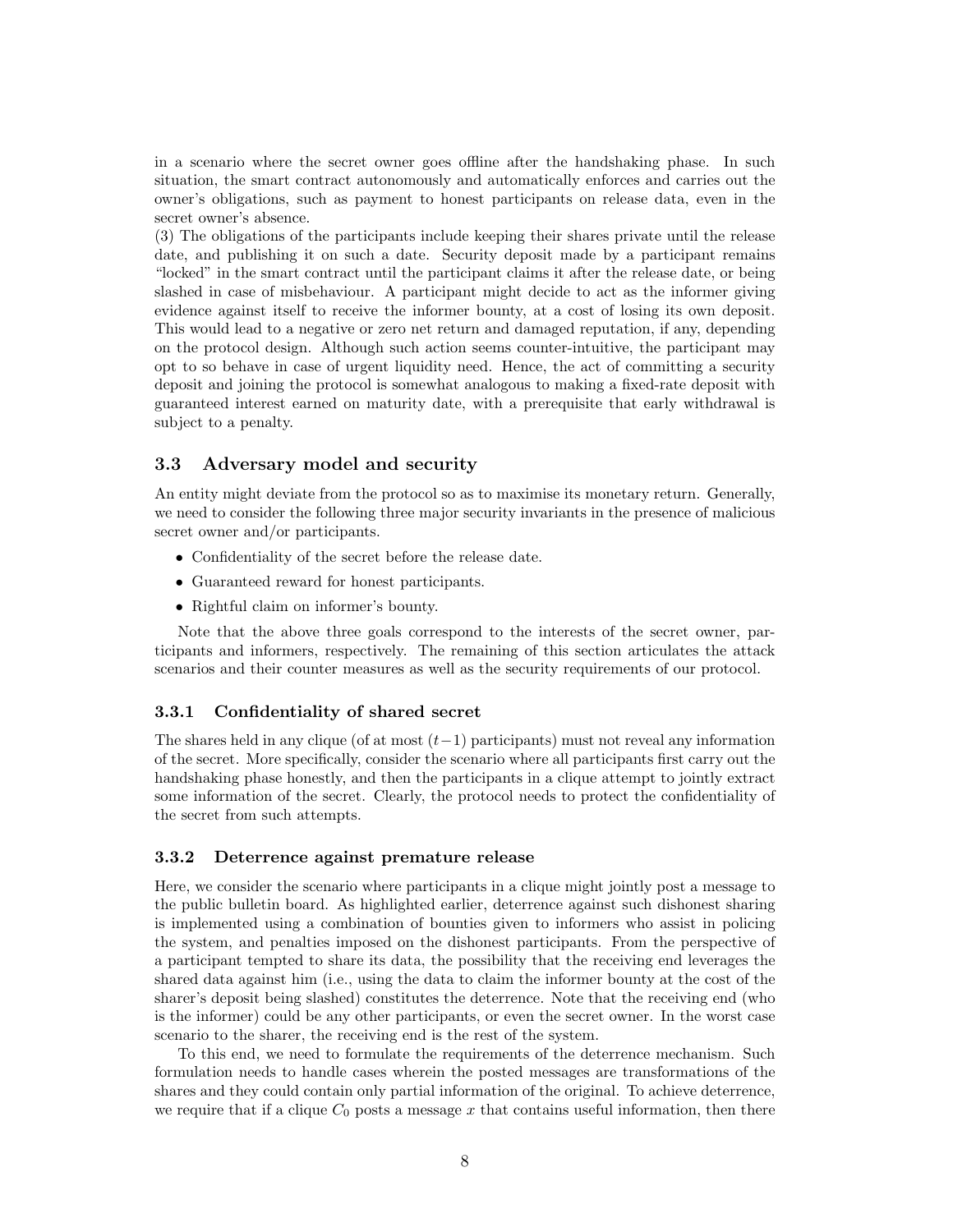in a scenario where the secret owner goes offline after the handshaking phase. In such situation, the smart contract autonomously and automatically enforces and carries out the owner's obligations, such as payment to honest participants on release data, even in the secret owner's absence.
(3) The obligations of the participants include keeping their shares private until the release date, and publishing it on such a date. Security deposit made by a participant remains "locked" in the smart contract until the participant claims it after the release date, or being slashed in case of misbehaviour. A participant might decide to act as the informer giving evidence against itself to receive the informer bounty, at a cost of losing its own deposit. This would lead to a negative or zero net return and damaged reputation, if any, depending on the protocol design. Although such action seems counter-intuitive, the participant may opt to so behave in case of urgent liquidity need. Hence, the act of committing a security deposit and joining the protocol is somewhat analogous to making a fixed-rate deposit with guaranteed interest earned on maturity date, with a prerequisite that early withdrawal is subject to a penalty.

## 3.3 Adversary model and security

An entity might deviate from the protocol so as to maximise its monetary return. Generally, we need to consider the following three major security invariants in the presence of malicious secret owner and/or participants.

- Confidentiality of the secret before the release date.
- Guaranteed reward for honest participants.
- Rightful claim on informer's bounty.

Note that the above three goals correspond to the interests of the secret owner, participants and informers, respectively. The remaining of this section articulates the attack scenarios and their counter measures as well as the security requirements of our protocol.

### 3.3.1 Confidentiality of shared secret

The shares held in any clique (of at most $(t-1)$ participants) must not reveal any information of the secret. More specifically, consider the scenario where all participants first carry out the handshaking phase honestly, and then the participants in a clique attempt to jointly extract some information of the secret. Clearly, the protocol needs to protect the confidentiality of the secret from such attempts.

### 3.3.2 Deterrence against premature release

Here, we consider the scenario where participants in a clique might jointly post a message to the public bulletin board. As highlighted earlier, deterrence against such dishonest sharing is implemented using a combination of bounties given to informers who assist in policing the system, and penalties imposed on the dishonest participants. From the perspective of a participant tempted to share its data, the possibility that the receiving end leverages the shared data against him (i.e., using the data to claim the informer bounty at the cost of the sharer's deposit being slashed) constitutes the deterrence. Note that the receiving end (who is the informer) could be any other participants, or even the secret owner. In the worst case scenario to the sharer, the receiving end is the rest of the system.

To this end, we need to formulate the requirements of the deterrence mechanism. Such formulation needs to handle cases wherein the posted messages are transformations of the shares and they could contain only partial information of the original. To achieve deterrence, we require that if a clique $C_0$ posts a message $x$ that contains useful information, then there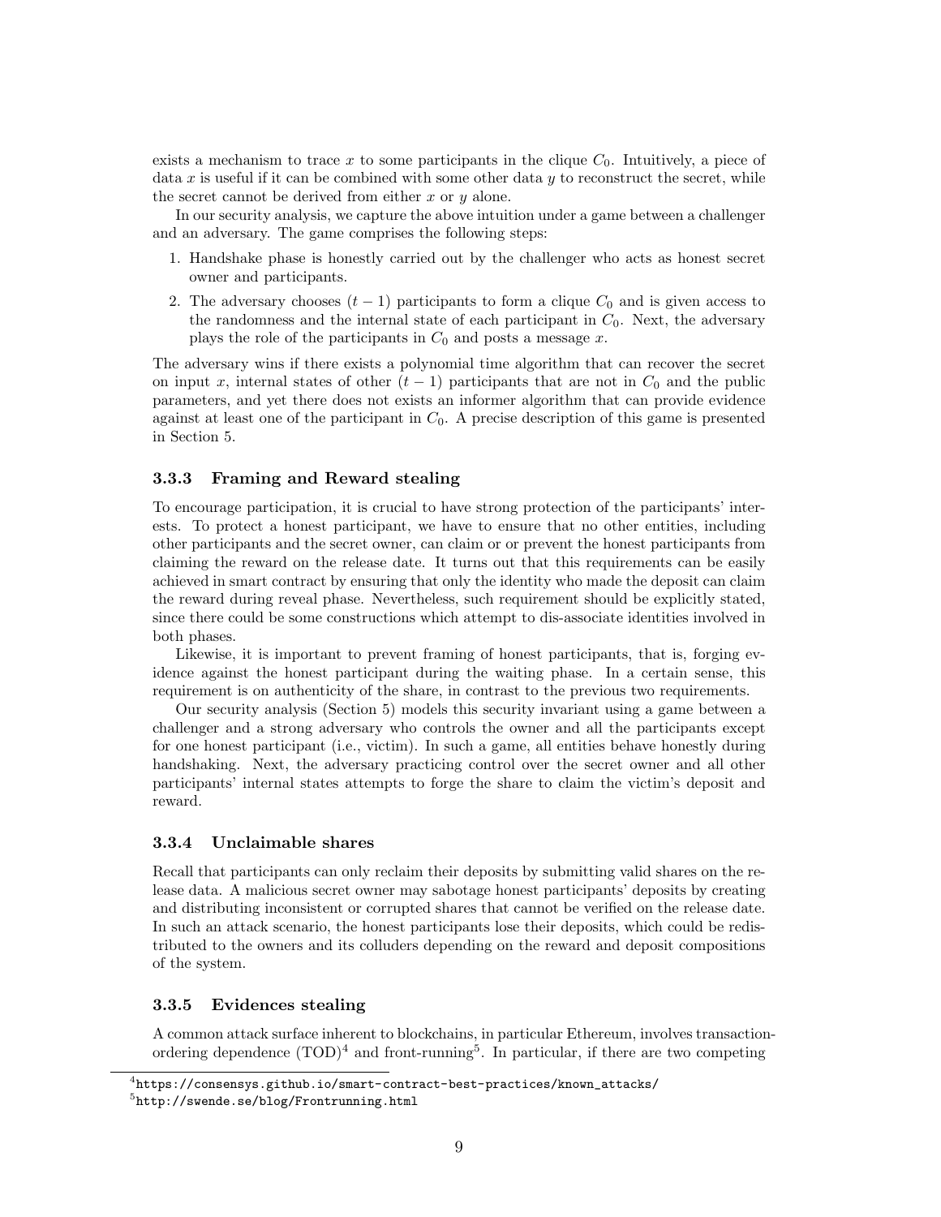exists a mechanism to trace $x$ to some participants in the clique $C_0$. Intuitively, a piece of data $x$ is useful if it can be combined with some other data $y$ to reconstruct the secret, while the secret cannot be derived from either $x$ or $y$ alone.

In our security analysis, we capture the above intuition under a game between a challenger and an adversary. The game comprises the following steps:

1. Handshake phase is honestly carried out by the challenger who acts as honest secret owner and participants.
2. The adversary chooses $(t-1)$ participants to form a clique $C_0$ and is given access to the randomness and the internal state of each participant in $C_0$. Next, the adversary plays the role of the participants in $C_0$ and posts a message $x$.

The adversary wins if there exists a polynomial time algorithm that can recover the secret on input $x$, internal states of other $(t-1)$ participants that are not in $C_0$ and the public parameters, and yet there does not exists an informer algorithm that can provide evidence against at least one of the participant in $C_0$. A precise description of this game is presented in Section 5.

#### 3.3.3 Framing and Reward stealing

To encourage participation, it is crucial to have strong protection of the participants' interests. To protect a honest participant, we have to ensure that no other entities, including other participants and the secret owner, can claim or or prevent the honest participants from claiming the reward on the release date. It turns out that this requirements can be easily achieved in smart contract by ensuring that only the identity who made the deposit can claim the reward during reveal phase. Nevertheless, such requirement should be explicitly stated, since there could be some constructions which attempt to dis-associate identities involved in both phases.

Likewise, it is important to prevent framing of honest participants, that is, forging evidence against the honest participant during the waiting phase. In a certain sense, this requirement is on authenticity of the share, in contrast to the previous two requirements.

Our security analysis (Section 5) models this security invariant using a game between a challenger and a strong adversary who controls the owner and all the participants except for one honest participant (i.e., victim). In such a game, all entities behave honestly during handshaking. Next, the adversary practicing control over the secret owner and all other participants' internal states attempts to forge the share to claim the victim's deposit and reward.

#### 3.3.4 Unclaimable shares

Recall that participants can only reclaim their deposits by submitting valid shares on the release data. A malicious secret owner may sabotage honest participants' deposits by creating and distributing inconsistent or corrupted shares that cannot be verified on the release date. In such an attack scenario, the honest participants lose their deposits, which could be redistributed to the owners and its colluders depending on the reward and deposit compositions of the system.

#### 3.3.5 Evidences stealing

A common attack surface inherent to blockchains, in particular Ethereum, involves transaction-ordering dependence (TOD)[4] and front-running[5]. In particular, if there are two competing

[4] https://consensys.github.io/smart-contract-best-practices/known_attacks/

[5] http://swende.se/blog/Frontrunning.html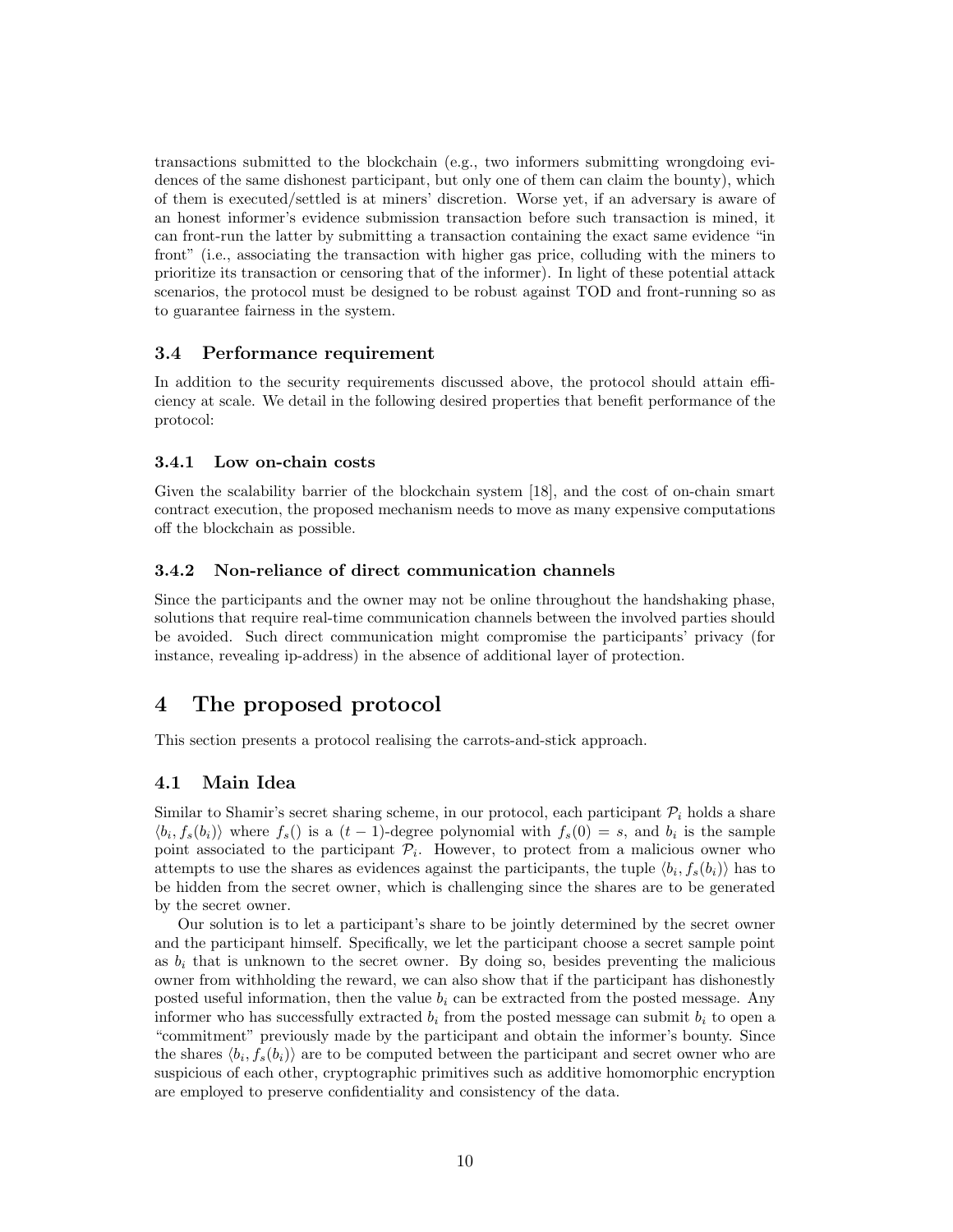transactions submitted to the blockchain (e.g., two informers submitting wrongdoing evidences of the same dishonest participant, but only one of them can claim the bounty), which of them is executed/settled is at miners' discretion. Worse yet, if an adversary is aware of an honest informer's evidence submission transaction before such transaction is mined, it can front-run the latter by submitting a transaction containing the exact same evidence "in front" (i.e., associating the transaction with higher gas price, colluding with the miners to prioritize its transaction or censoring that of the informer). In light of these potential attack scenarios, the protocol must be designed to be robust against TOD and front-running so as to guarantee fairness in the system.

### 3.4 Performance requirement

In addition to the security requirements discussed above, the protocol should attain efficiency at scale. We detail in the following desired properties that benefit performance of the protocol:

#### 3.4.1 Low on-chain costs

Given the scalability barrier of the blockchain system [18], and the cost of on-chain smart contract execution, the proposed mechanism needs to move as many expensive computations off the blockchain as possible.

#### 3.4.2 Non-reliance of direct communication channels

Since the participants and the owner may not be online throughout the handshaking phase, solutions that require real-time communication channels between the involved parties should be avoided. Such direct communication might compromise the participants' privacy (for instance, revealing ip-address) in the absence of additional layer of protection.

## 4 The proposed protocol

This section presents a protocol realising the carrots-and-stick approach.

### 4.1 Main Idea

Similar to Shamir's secret sharing scheme, in our protocol, each participant $\mathcal{P}_i$ holds a share $\langle b_i, f_s(b_i)\rangle$ where $f_s()$ is a $(t-1)$-degree polynomial with $f_s(0) = s$, and $b_i$ is the sample point associated to the participant $\mathcal{P}_i$. However, to protect from a malicious owner who attempts to use the shares as evidences against the participants, the tuple $\langle b_i, f_s(b_i)\rangle$ has to be hidden from the secret owner, which is challenging since the shares are to be generated by the secret owner.

Our solution is to let a participant's share to be jointly determined by the secret owner and the participant himself. Specifically, we let the participant choose a secret sample point as $b_i$ that is unknown to the secret owner. By doing so, besides preventing the malicious owner from withholding the reward, we can also show that if the participant has dishonestly posted useful information, then the value $b_i$ can be extracted from the posted message. Any informer who has successfully extracted $b_i$ from the posted message can submit $b_i$ to open a "commitment" previously made by the participant and obtain the informer's bounty. Since the shares $\langle b_i, f_s(b_i)\rangle$ are to be computed between the participant and secret owner who are suspicious of each other, cryptographic primitives such as additive homomorphic encryption are employed to preserve confidentiality and consistency of the data.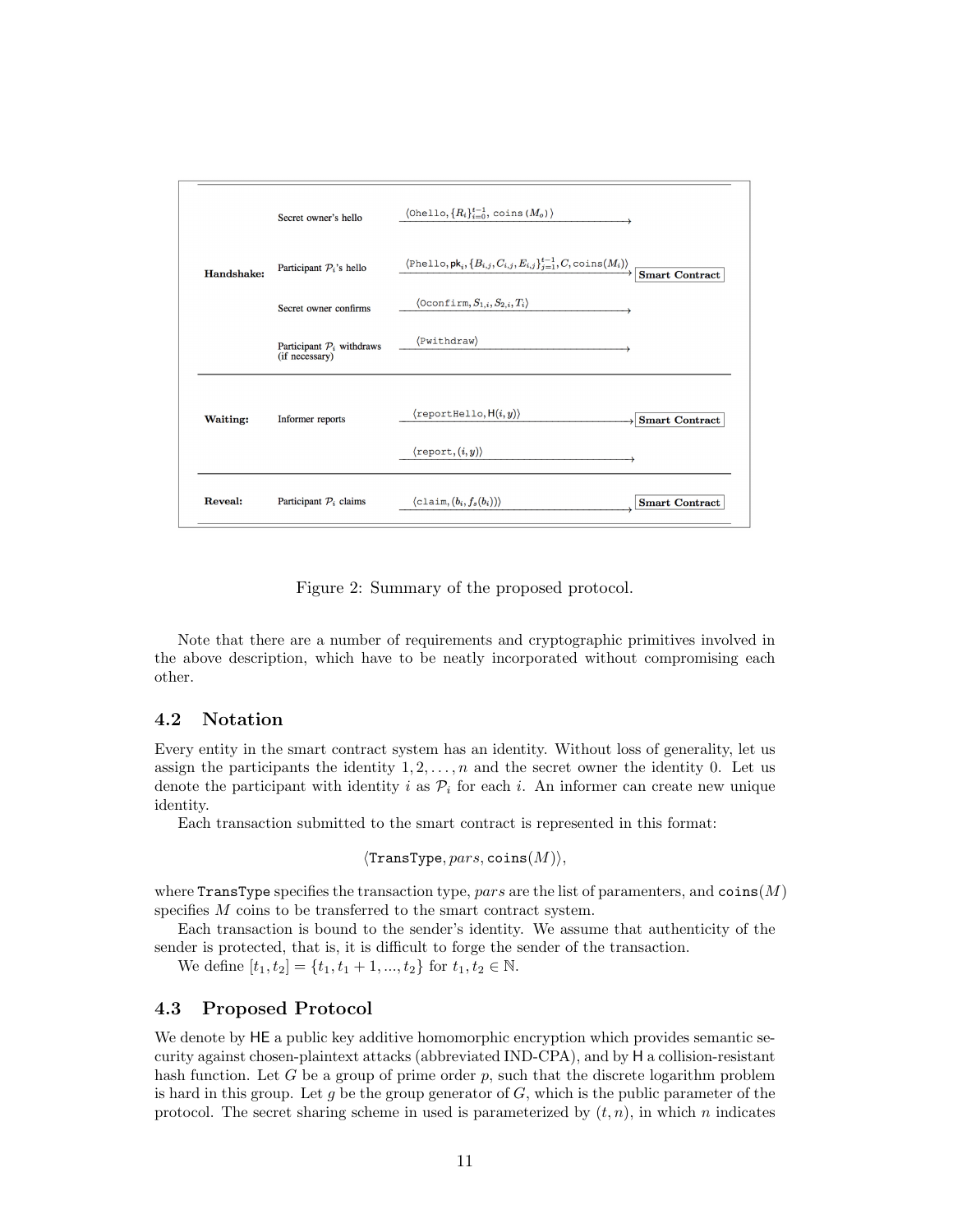| | | | |
|---|---|---|---|
| **Handshake:** | Secret owner's hello | $\langle \texttt{Ohello}, \{R_i\}_{i=0}^{t-1}, \texttt{coins}(M_o) \rangle$ → | |
| | Participant $\mathcal{P}_i$'s hello | $\langle \texttt{Phello}, \mathsf{pk}_i, \{B_{i,j}, C_{i,j}, E_{i,j}\}_{j=1}^{t-1}, C, \texttt{coins}(M_i) \rangle$ → | **Smart Contract** |
| | Secret owner confirms | $\langle \texttt{Oconfirm}, S_{1,i}, S_{2,i}, T_i \rangle$ → | |
| | Participant $\mathcal{P}_i$ withdraws (if necessary) | $\langle \texttt{Pwithdraw} \rangle$ → | |
| **Waiting:** | Informer reports | $\langle \texttt{reportHello}, \mathsf{H}(i, y) \rangle$ → | **Smart Contract** |
| | | $\langle \texttt{report}, (i, y) \rangle$ → | |
| **Reveal:** | Participant $\mathcal{P}_i$ claims | $\langle \texttt{claim}, (b_i, f_s(b_i)) \rangle$ → | **Smart Contract** |

Figure 2: Summary of the proposed protocol.

Note that there are a number of requirements and cryptographic primitives involved in the above description, which have to be neatly incorporated without compromising each other.

## 4.2 Notation

Every entity in the smart contract system has an identity. Without loss of generality, let us assign the participants the identity $1, 2, \ldots, n$ and the secret owner the identity 0. Let us denote the participant with identity $i$ as $\mathcal{P}_i$ for each $i$. An informer can create new unique identity.

Each transaction submitted to the smart contract is represented in this format:

$$\langle \texttt{TransType}, pars, \texttt{coins}(M) \rangle,$$

where TransType specifies the transaction type, $pars$ are the list of paramenters, and $\texttt{coins}(M)$ specifies $M$ coins to be transferred to the smart contract system.

Each transaction is bound to the sender's identity. We assume that authenticity of the sender is protected, that is, it is difficult to forge the sender of the transaction.

We define $[t_1, t_2] = \{t_1, t_1 + 1, ..., t_2\}$ for $t_1, t_2 \in \mathbb{N}$.

## 4.3 Proposed Protocol

We denote by HE a public key additive homomorphic encryption which provides semantic security against chosen-plaintext attacks (abbreviated IND-CPA), and by H a collision-resistant hash function. Let $G$ be a group of prime order $p$, such that the discrete logarithm problem is hard in this group. Let $g$ be the group generator of $G$, which is the public parameter of the protocol. The secret sharing scheme in used is parameterized by $(t, n)$, in which $n$ indicates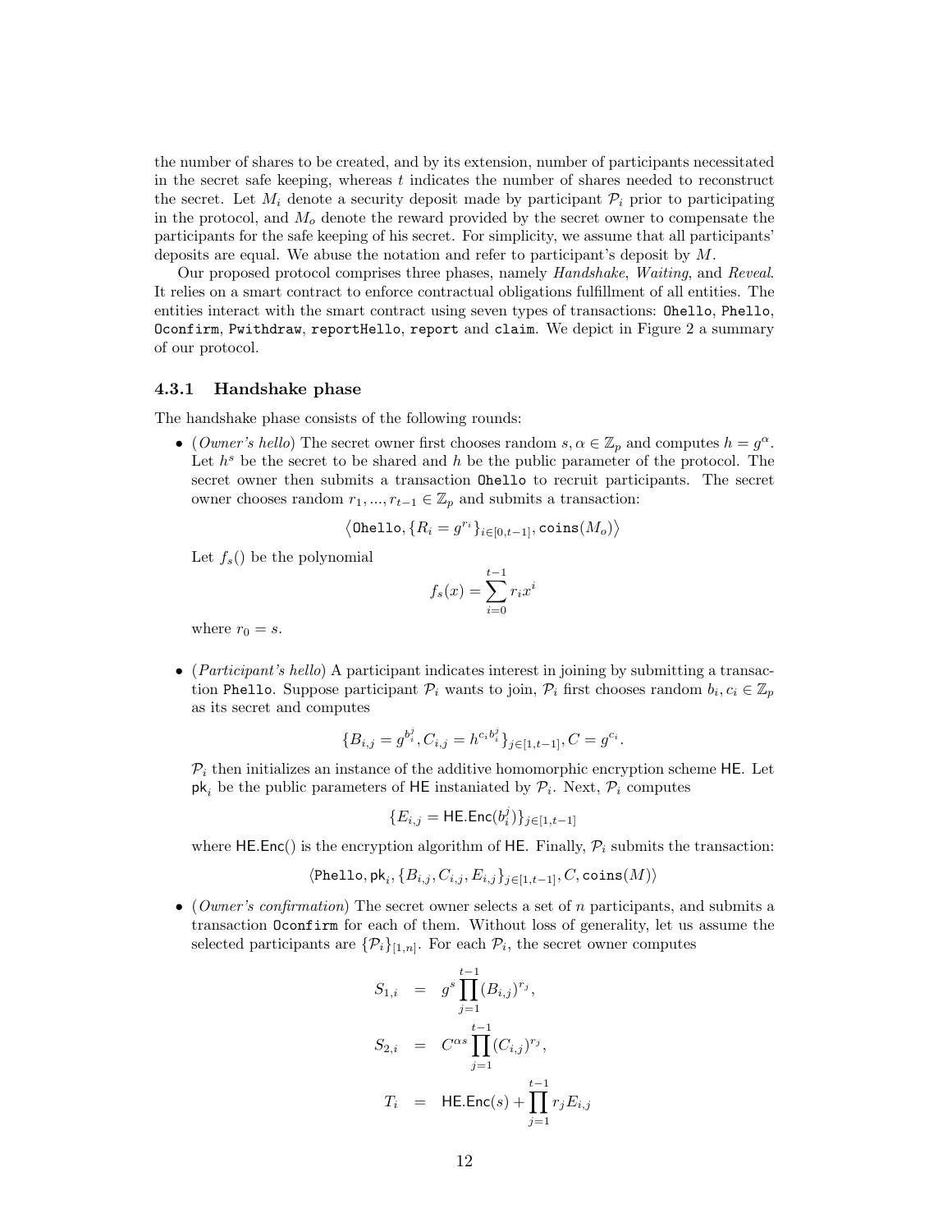the number of shares to be created, and by its extension, number of participants necessitated in the secret safe keeping, whereas $t$ indicates the number of shares needed to reconstruct the secret. Let $M_i$ denote a security deposit made by participant $\mathcal{P}_i$ prior to participating in the protocol, and $M_o$ denote the reward provided by the secret owner to compensate the participants for the safe keeping of his secret. For simplicity, we assume that all participants' deposits are equal. We abuse the notation and refer to participant's deposit by $M$.

Our proposed protocol comprises three phases, namely *Handshake*, *Waiting*, and *Reveal*. It relies on a smart contract to enforce contractual obligations fulfillment of all entities. The entities interact with the smart contract using seven types of transactions: `Ohello`, `Phello`, `Oconfirm`, `Pwithdraw`, `reportHello`, `report` and `claim`. We depict in Figure 2 a summary of our protocol.

### 4.3.1 Handshake phase

The handshake phase consists of the following rounds:

- (*Owner's hello*) The secret owner first chooses random $s, \alpha \in \mathbb{Z}_p$ and computes $h = g^\alpha$. Let $h^s$ be the secret to be shared and $h$ be the public parameter of the protocol. The secret owner then submits a transaction `Ohello` to recruit participants. The secret owner chooses random $r_1, ..., r_{t-1} \in \mathbb{Z}_p$ and submits a transaction:

$$\left\langle \texttt{Ohello}, \{R_i = g^{r_i}\}_{i \in [0,t-1]}, \texttt{coins}(M_o) \right\rangle$$

  Let $f_s()$ be the polynomial

$$f_s(x) = \sum_{i=0}^{t-1} r_i x^i$$

  where $r_0 = s$.

- (*Participant's hello*) A participant indicates interest in joining by submitting a transaction `Phello`. Suppose participant $\mathcal{P}_i$ wants to join, $\mathcal{P}_i$ first chooses random $b_i, c_i \in \mathbb{Z}_p$ as its secret and computes

$$\{B_{i,j} = g^{b_i^j}, C_{i,j} = h^{c_i b_i^j}\}_{j \in [1,t-1]}, C = g^{c_i}.$$

  $\mathcal{P}_i$ then initializes an instance of the additive homomorphic encryption scheme $\mathsf{HE}$. Let $\mathsf{pk}_i$ be the public parameters of $\mathsf{HE}$ instaniated by $\mathcal{P}_i$. Next, $\mathcal{P}_i$ computes

$$\{E_{i,j} = \mathsf{HE.Enc}(b_i^j)\}_{j \in [1,t-1]}$$

  where $\mathsf{HE.Enc}()$ is the encryption algorithm of $\mathsf{HE}$. Finally, $\mathcal{P}_i$ submits the transaction:

$$\langle \texttt{Phello}, \mathsf{pk}_i, \{B_{i,j}, C_{i,j}, E_{i,j}\}_{j \in [1,t-1]}, C, \texttt{coins}(M) \rangle$$

- (*Owner's confirmation*) The secret owner selects a set of $n$ participants, and submits a transaction `Oconfirm` for each of them. Without loss of generality, let us assume the selected participants are $\{\mathcal{P}_i\}_{[1,n]}$. For each $\mathcal{P}_i$, the secret owner computes

$$\begin{aligned}
S_{1,i} &= g^s \prod_{j=1}^{t-1} (B_{i,j})^{r_j}, \\
S_{2,i} &= C^{\alpha s} \prod_{j=1}^{t-1} (C_{i,j})^{r_j}, \\
T_i &= \mathsf{HE.Enc}(s) + \prod_{j=1}^{t-1} r_j E_{i,j}
\end{aligned}$$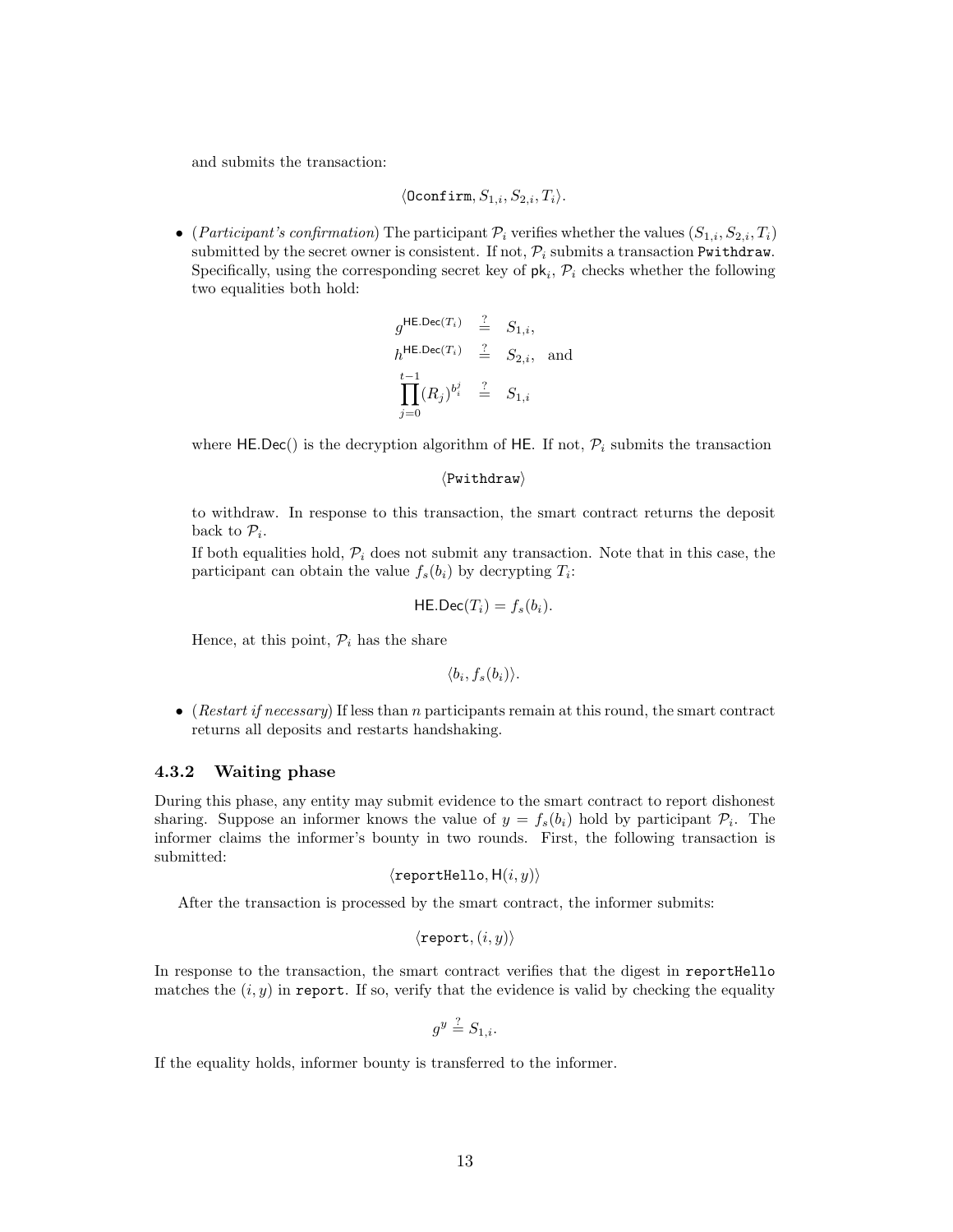and submits the transaction:

$$\langle \texttt{Oconfirm}, S_{1,i}, S_{2,i}, T_i \rangle.$$

- (*Participant's confirmation*) The participant $\mathcal{P}_i$ verifies whether the values $(S_{1,i}, S_{2,i}, T_i)$ submitted by the secret owner is consistent. If not, $\mathcal{P}_i$ submits a transaction `Pwithdraw`. Specifically, using the corresponding secret key of $\mathsf{pk}_i$, $\mathcal{P}_i$ checks whether the following two equalities both hold:

$$\begin{aligned} g^{\mathsf{HE.Dec}(T_i)} &\stackrel{?}{=} S_{1,i}, \\ h^{\mathsf{HE.Dec}(T_i)} &\stackrel{?}{=} S_{2,i}, \quad \text{and} \\ \prod_{j=0}^{t-1} (R_j)^{b_i^j} &\stackrel{?}{=} S_{1,i} \end{aligned}$$

  where $\mathsf{HE.Dec}()$ is the decryption algorithm of $\mathsf{HE}$. If not, $\mathcal{P}_i$ submits the transaction

$$\langle \texttt{Pwithdraw} \rangle$$

  to withdraw. In response to this transaction, the smart contract returns the deposit back to $\mathcal{P}_i$.

  If both equalities hold, $\mathcal{P}_i$ does not submit any transaction. Note that in this case, the participant can obtain the value $f_s(b_i)$ by decrypting $T_i$:

$$\mathsf{HE.Dec}(T_i) = f_s(b_i).$$

  Hence, at this point, $\mathcal{P}_i$ has the share

$$\langle b_i, f_s(b_i) \rangle.$$

- (*Restart if necessary*) If less than $n$ participants remain at this round, the smart contract returns all deposits and restarts handshaking.

### 4.3.2 Waiting phase

During this phase, any entity may submit evidence to the smart contract to report dishonest sharing. Suppose an informer knows the value of $y = f_s(b_i)$ hold by participant $\mathcal{P}_i$. The informer claims the informer's bounty in two rounds. First, the following transaction is submitted:

$$\langle \texttt{reportHello}, \mathsf{H}(i, y) \rangle$$

After the transaction is processed by the smart contract, the informer submits:

$$\langle \texttt{report}, (i, y) \rangle$$

In response to the transaction, the smart contract verifies that the digest in `reportHello` matches the $(i, y)$ in `report`. If so, verify that the evidence is valid by checking the equality

$$g^y \stackrel{?}{=} S_{1,i}.$$

If the equality holds, informer bounty is transferred to the informer.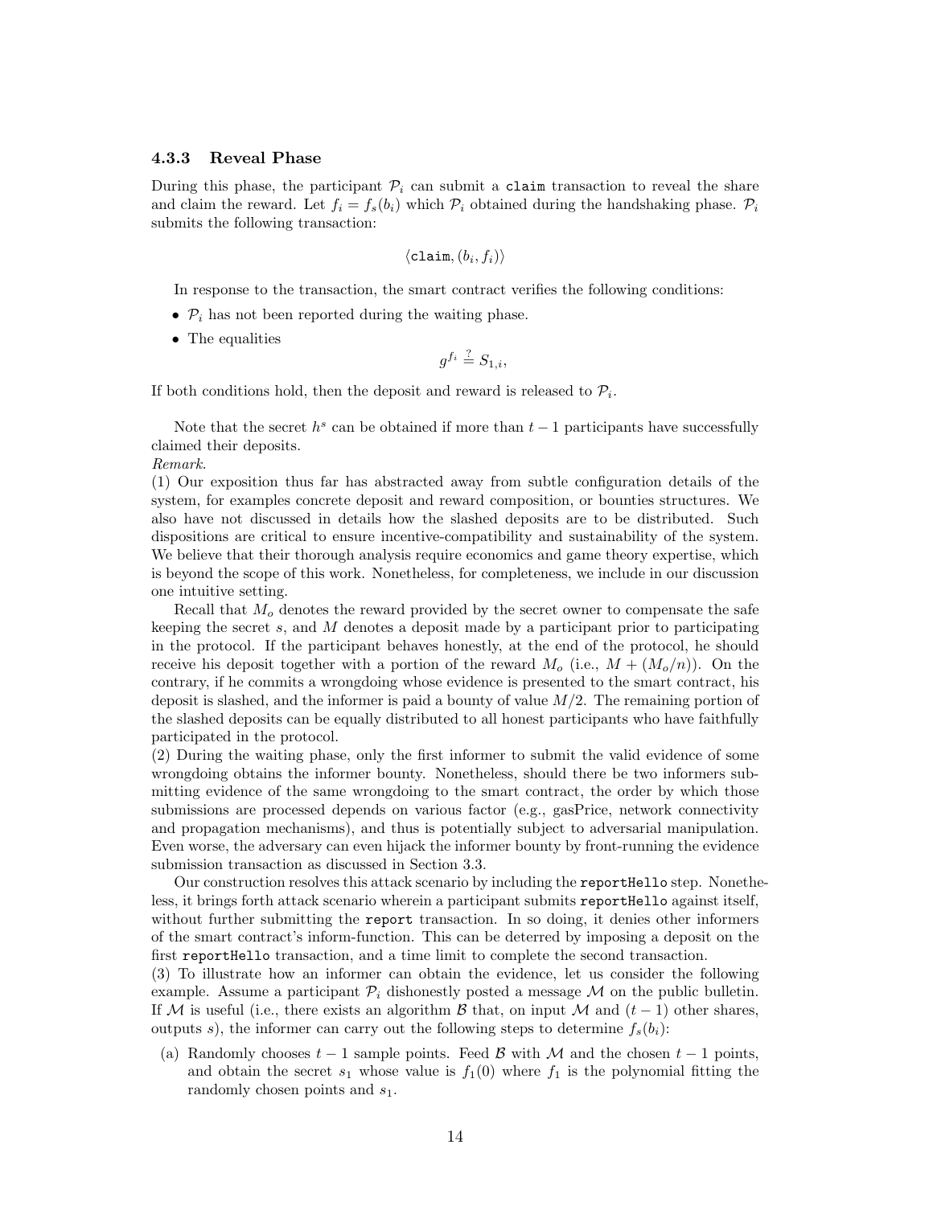### 4.3.3 Reveal Phase

During this phase, the participant $\mathcal{P}_i$ can submit a `claim` transaction to reveal the share and claim the reward. Let $f_i = f_s(b_i)$ which $\mathcal{P}_i$ obtained during the handshaking phase. $\mathcal{P}_i$ submits the following transaction:

$$\langle \texttt{claim}, (b_i, f_i) \rangle$$

In response to the transaction, the smart contract verifies the following conditions:

- $\mathcal{P}_i$ has not been reported during the waiting phase.
- The equalities

$$g^{f_i} \stackrel{?}{=} S_{1,i},$$

If both conditions hold, then the deposit and reward is released to $\mathcal{P}_i$.

Note that the secret $h^s$ can be obtained if more than $t-1$ participants have successfully claimed their deposits.

*Remark.*

(1) Our exposition thus far has abstracted away from subtle configuration details of the system, for examples concrete deposit and reward composition, or bounties structures. We also have not discussed in details how the slashed deposits are to be distributed. Such dispositions are critical to ensure incentive-compatibility and sustainability of the system. We believe that their thorough analysis require economics and game theory expertise, which is beyond the scope of this work. Nonetheless, for completeness, we include in our discussion one intuitive setting.

Recall that $M_o$ denotes the reward provided by the secret owner to compensate the safe keeping the secret $s$, and $M$ denotes a deposit made by a participant prior to participating in the protocol. If the participant behaves honestly, at the end of the protocol, he should receive his deposit together with a portion of the reward $M_o$ (i.e., $M + (M_o/n)$). On the contrary, if he commits a wrongdoing whose evidence is presented to the smart contract, his deposit is slashed, and the informer is paid a bounty of value $M/2$. The remaining portion of the slashed deposits can be equally distributed to all honest participants who have faithfully participated in the protocol.

(2) During the waiting phase, only the first informer to submit the valid evidence of some wrongdoing obtains the informer bounty. Nonetheless, should there be two informers submitting evidence of the same wrongdoing to the smart contract, the order by which those submissions are processed depends on various factor (e.g., gasPrice, network connectivity and propagation mechanisms), and thus is potentially subject to adversarial manipulation. Even worse, the adversary can even hijack the informer bounty by front-running the evidence submission transaction as discussed in Section 3.3.

Our construction resolves this attack scenario by including the `reportHello` step. Nonetheless, it brings forth attack scenario wherein a participant submits `reportHello` against itself, without further submitting the `report` transaction. In so doing, it denies other informers of the smart contract's inform-function. This can be deterred by imposing a deposit on the first `reportHello` transaction, and a time limit to complete the second transaction.

(3) To illustrate how an informer can obtain the evidence, let us consider the following example. Assume a participant $\mathcal{P}_i$ dishonestly posted a message $\mathcal{M}$ on the public bulletin. If $\mathcal{M}$ is useful (i.e., there exists an algorithm $\mathcal{B}$ that, on input $\mathcal{M}$ and $(t-1)$ other shares, outputs $s$), the informer can carry out the following steps to determine $f_s(b_i)$:

(a) Randomly chooses $t-1$ sample points. Feed $\mathcal{B}$ with $\mathcal{M}$ and the chosen $t-1$ points, and obtain the secret $s_1$ whose value is $f_1(0)$ where $f_1$ is the polynomial fitting the randomly chosen points and $s_1$.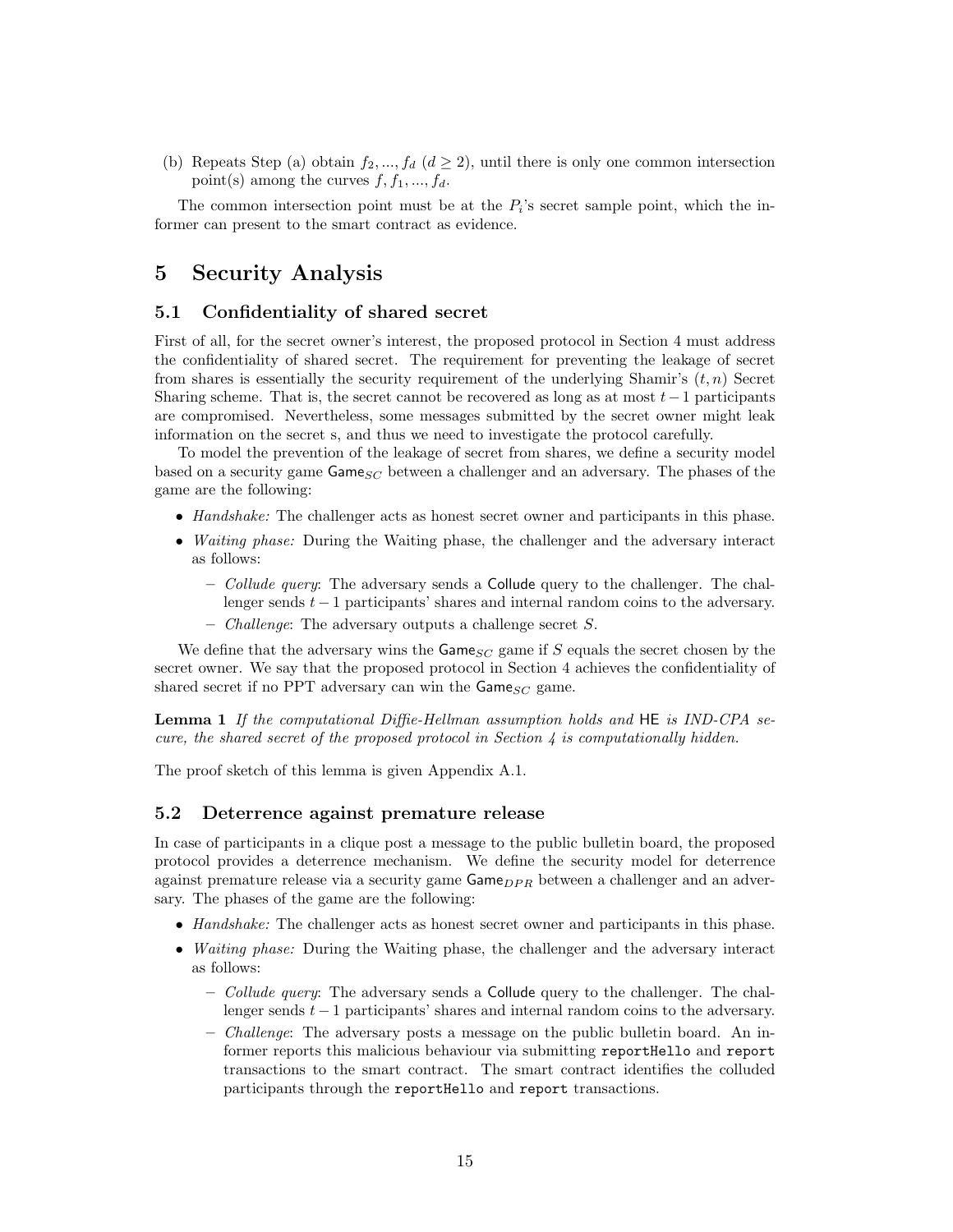(b) Repeats Step (a) obtain $f_2, ..., f_d$ ($d \geq 2$), until there is only one common intersection point(s) among the curves $f, f_1, ..., f_d$.

The common intersection point must be at the $P_i$'s secret sample point, which the informer can present to the smart contract as evidence.

# 5 Security Analysis

## 5.1 Confidentiality of shared secret

First of all, for the secret owner's interest, the proposed protocol in Section 4 must address the confidentiality of shared secret. The requirement for preventing the leakage of secret from shares is essentially the security requirement of the underlying Shamir's $(t, n)$ Secret Sharing scheme. That is, the secret cannot be recovered as long as at most $t-1$ participants are compromised. Nevertheless, some messages submitted by the secret owner might leak information on the secret s, and thus we need to investigate the protocol carefully.

To model the prevention of the leakage of secret from shares, we define a security model based on a security game $\mathsf{Game}_{SC}$ between a challenger and an adversary. The phases of the game are the following:

- *Handshake:* The challenger acts as honest secret owner and participants in this phase.
- *Waiting phase:* During the Waiting phase, the challenger and the adversary interact as follows:
  - *Collude query*: The adversary sends a Collude query to the challenger. The challenger sends $t-1$ participants' shares and internal random coins to the adversary.
  - *Challenge*: The adversary outputs a challenge secret $S$.

We define that the adversary wins the $\mathsf{Game}_{SC}$ game if $S$ equals the secret chosen by the secret owner. We say that the proposed protocol in Section 4 achieves the confidentiality of shared secret if no PPT adversary can win the $\mathsf{Game}_{SC}$ game.

**Lemma 1** *If the computational Diffie-Hellman assumption holds and* HE *is IND-CPA secure, the shared secret of the proposed protocol in Section 4 is computationally hidden.*

The proof sketch of this lemma is given Appendix A.1.

## 5.2 Deterrence against premature release

In case of participants in a clique post a message to the public bulletin board, the proposed protocol provides a deterrence mechanism. We define the security model for deterrence against premature release via a security game $\mathsf{Game}_{DPR}$ between a challenger and an adversary. The phases of the game are the following:

- *Handshake:* The challenger acts as honest secret owner and participants in this phase.
- *Waiting phase:* During the Waiting phase, the challenger and the adversary interact as follows:
  - *Collude query*: The adversary sends a Collude query to the challenger. The challenger sends $t-1$ participants' shares and internal random coins to the adversary.
  - *Challenge*: The adversary posts a message on the public bulletin board. An informer reports this malicious behaviour via submitting `reportHello` and `report` transactions to the smart contract. The smart contract identifies the colluded participants through the `reportHello` and `report` transactions.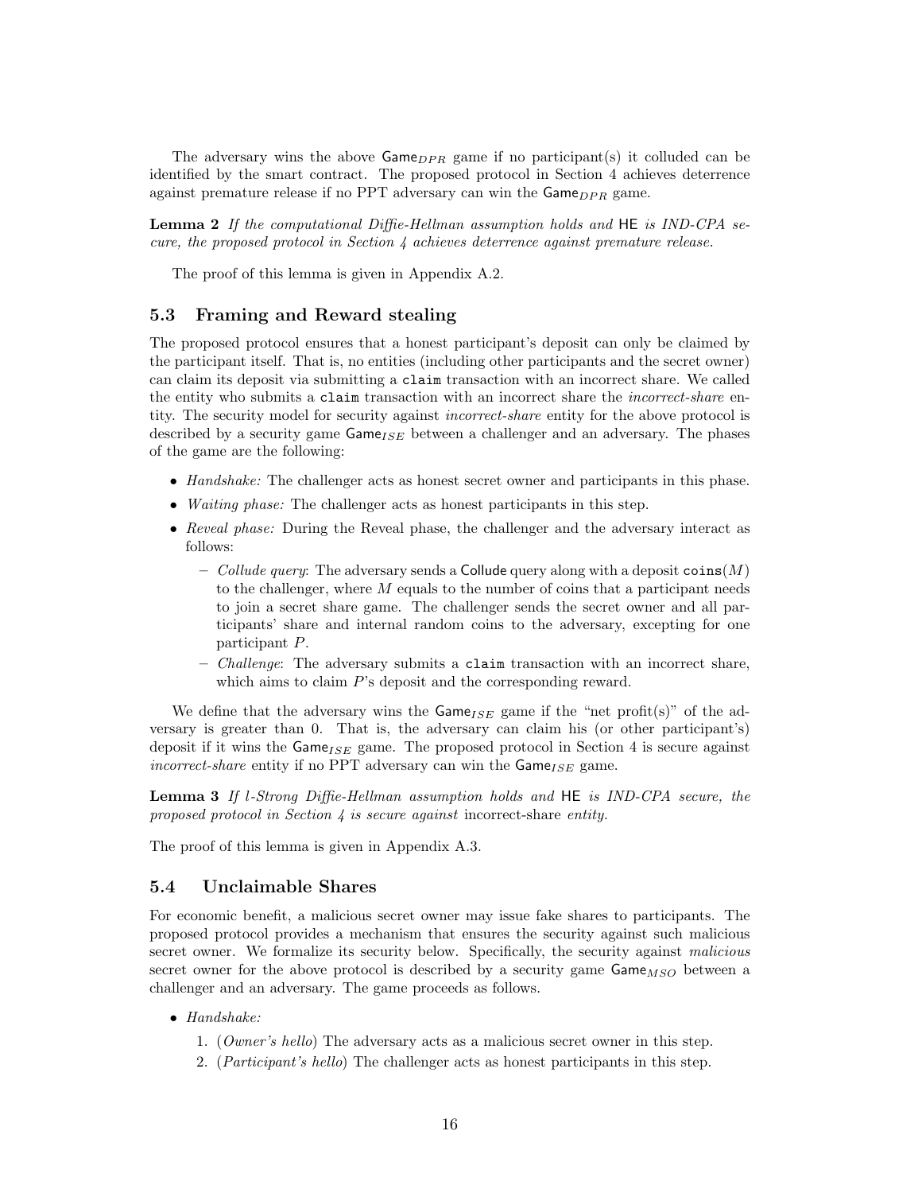The adversary wins the above $\mathsf{Game}_{DPR}$ game if no participant(s) it colluded can be identified by the smart contract. The proposed protocol in Section 4 achieves deterrence against premature release if no PPT adversary can win the $\mathsf{Game}_{DPR}$ game.

**Lemma 2** *If the computational Diffie-Hellman assumption holds and* HE *is IND-CPA secure, the proposed protocol in Section 4 achieves deterrence against premature release.*

The proof of this lemma is given in Appendix A.2.

### 5.3 Framing and Reward stealing

The proposed protocol ensures that a honest participant's deposit can only be claimed by the participant itself. That is, no entities (including other participants and the secret owner) can claim its deposit via submitting a `claim` transaction with an incorrect share. We called the entity who submits a `claim` transaction with an incorrect share the *incorrect-share* entity. The security model for security against *incorrect-share* entity for the above protocol is described by a security game $\mathsf{Game}_{ISE}$ between a challenger and an adversary. The phases of the game are the following:

- *Handshake:* The challenger acts as honest secret owner and participants in this phase.
- *Waiting phase:* The challenger acts as honest participants in this step.
- *Reveal phase:* During the Reveal phase, the challenger and the adversary interact as follows:
  - *Collude query*: The adversary sends a Collude query along with a deposit $\mathtt{coins}(M)$ to the challenger, where $M$ equals to the number of coins that a participant needs to join a secret share game. The challenger sends the secret owner and all participants' share and internal random coins to the adversary, excepting for one participant $P$.
  - *Challenge*: The adversary submits a `claim` transaction with an incorrect share, which aims to claim $P$'s deposit and the corresponding reward.

We define that the adversary wins the $\mathsf{Game}_{ISE}$ game if the "net profit(s)" of the adversary is greater than 0. That is, the adversary can claim his (or other participant's) deposit if it wins the $\mathsf{Game}_{ISE}$ game. The proposed protocol in Section 4 is secure against *incorrect-share* entity if no PPT adversary can win the $\mathsf{Game}_{ISE}$ game.

**Lemma 3** *If $l$-Strong Diffie-Hellman assumption holds and* HE *is IND-CPA secure, the proposed protocol in Section 4 is secure against* incorrect-share *entity.*

The proof of this lemma is given in Appendix A.3.

### 5.4 Unclaimable Shares

For economic benefit, a malicious secret owner may issue fake shares to participants. The proposed protocol provides a mechanism that ensures the security against such malicious secret owner. We formalize its security below. Specifically, the security against *malicious* secret owner for the above protocol is described by a security game $\mathsf{Game}_{MSO}$ between a challenger and an adversary. The game proceeds as follows.

- *Handshake:*
  1. (*Owner's hello*) The adversary acts as a malicious secret owner in this step.
  2. (*Participant's hello*) The challenger acts as honest participants in this step.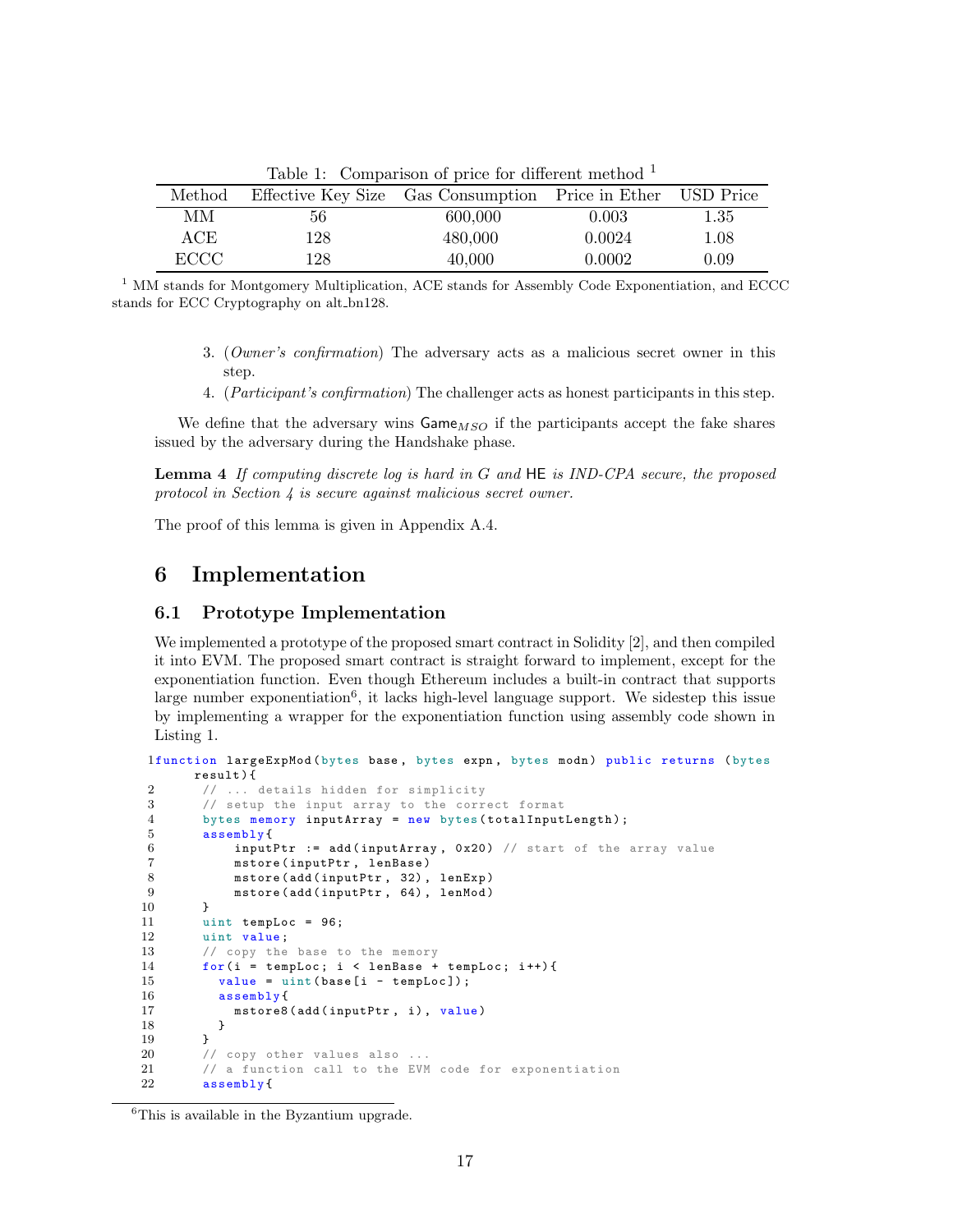Table 1: Comparison of price for different method [1]

| Method | Effective Key Size | Gas Consumption | Price in Ether | USD Price |
|---|---|---|---|---|
| MM | 56 | 600,000 | 0.003 | 1.35 |
| ACE | 128 | 480,000 | 0.0024 | 1.08 |
| ECCC | 128 | 40,000 | 0.0002 | 0.09 |

[1] MM stands for Montgomery Multiplication, ACE stands for Assembly Code Exponentiation, and ECCC stands for ECC Cryptography on alt_bn128.

3. (*Owner's confirmation*) The adversary acts as a malicious secret owner in this step.
4. (*Participant's confirmation*) The challenger acts as honest participants in this step.

We define that the adversary wins $\mathsf{Game}_{MSO}$ if the participants accept the fake shares issued by the adversary during the Handshake phase.

**Lemma 4** *If computing discrete log is hard in G and* HE *is IND-CPA secure, the proposed protocol in Section 4 is secure against malicious secret owner.*

The proof of this lemma is given in Appendix A.4.

# 6 Implementation

## 6.1 Prototype Implementation

We implemented a prototype of the proposed smart contract in Solidity [2], and then compiled it into EVM. The proposed smart contract is straight forward to implement, except for the exponentiation function. Even though Ethereum includes a built-in contract that supports large number exponentiation[6], it lacks high-level language support. We sidestep this issue by implementing a wrapper for the exponentiation function using assembly code shown in Listing 1.

```
1 function largeExpMod(bytes base, bytes expn, bytes modn) public returns (bytes
      result){
2     // ... details hidden for simplicity
3     // setup the input array to the correct format
4     bytes memory inputArray = new bytes(totalInputLength);
5     assembly{
6         inputPtr := add(inputArray, 0x20) // start of the array value
7         mstore(inputPtr, lenBase)
8         mstore(add(inputPtr, 32), lenExp)
9         mstore(add(inputPtr, 64), lenMod)
10    }
11    uint tempLoc = 96;
12    uint value;
13    // copy the base to the memory
14    for(i = tempLoc; i < lenBase + tempLoc; i++){
15      value = uint(base[i - tempLoc]);
16      assembly{
17        mstore8(add(inputPtr, i), value)
18      }
19    }
20    // copy other values also ...
21    // a function call to the EVM code for exponentiation
22    assembly{
```

[6] This is available in the Byzantium upgrade.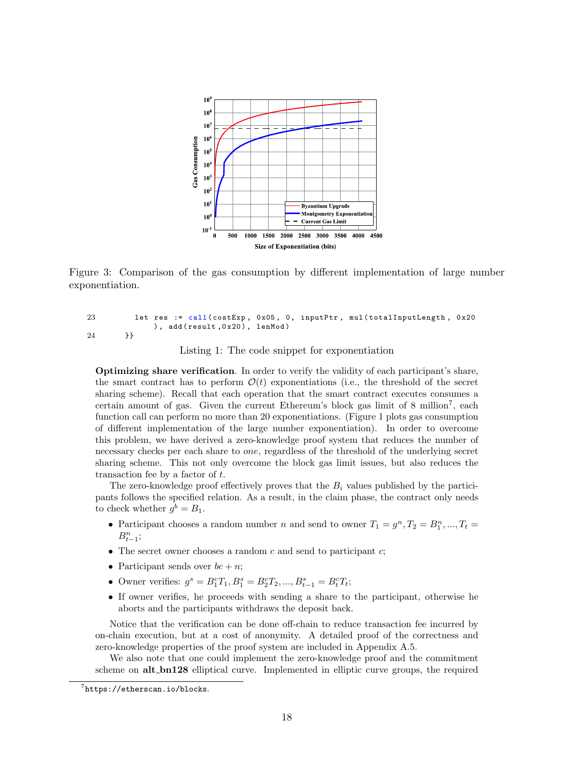Figure 3: Comparison of the gas consumption by different implementation of large number exponentiation.

```
23          let res := call(costExp, 0x05, 0, inputPtr, mul(totalInputLength, 0x20
                ), add(result,0x20), lenMod)
24        }}
```

Listing 1: The code snippet for exponentiation

**Optimizing share verification**. In order to verify the validity of each participant's share, the smart contract has to perform $\mathcal{O}(t)$ exponentiations (i.e., the threshold of the secret sharing scheme). Recall that each operation that the smart contract executes consumes a certain amount of gas. Given the current Ethereum's block gas limit of 8 million[7], each function call can perform no more than 20 exponentiations. (Figure 1 plots gas consumption of different implementation of the large number exponentiation). In order to overcome this problem, we have derived a zero-knowledge proof system that reduces the number of necessary checks per each share to *one*, regardless of the threshold of the underlying secret sharing scheme. This not only overcome the block gas limit issues, but also reduces the transaction fee by a factor of $t$.

The zero-knowledge proof effectively proves that the $B_i$ values published by the participants follows the specified relation. As a result, in the claim phase, the contract only needs to check whether $g^b = B_1$.

- Participant chooses a random number $n$ and send to owner $T_1 = g^n, T_2 = B_1^n, ..., T_t = B_{t-1}^n$;
- The secret owner chooses a random $c$ and send to participant $c$;
- Participant sends over $bc + n$;
- Owner verifies: $g^s = B_1^c T_1, B_1^s = B_2^c T_2, ..., B_{t-1}^s = B_t^c T_t$;
- If owner verifies, he proceeds with sending a share to the participant, otherwise he aborts and the participants withdraws the deposit back.

Notice that the verification can be done off-chain to reduce transaction fee incurred by on-chain execution, but at a cost of anonymity. A detailed proof of the correctness and zero-knowledge properties of the proof system are included in Appendix A.5.

We also note that one could implement the zero-knowledge proof and the commitment scheme on **alt_bn128** elliptical curve. Implemented in elliptic curve groups, the required

[7] https://etherscan.io/blocks.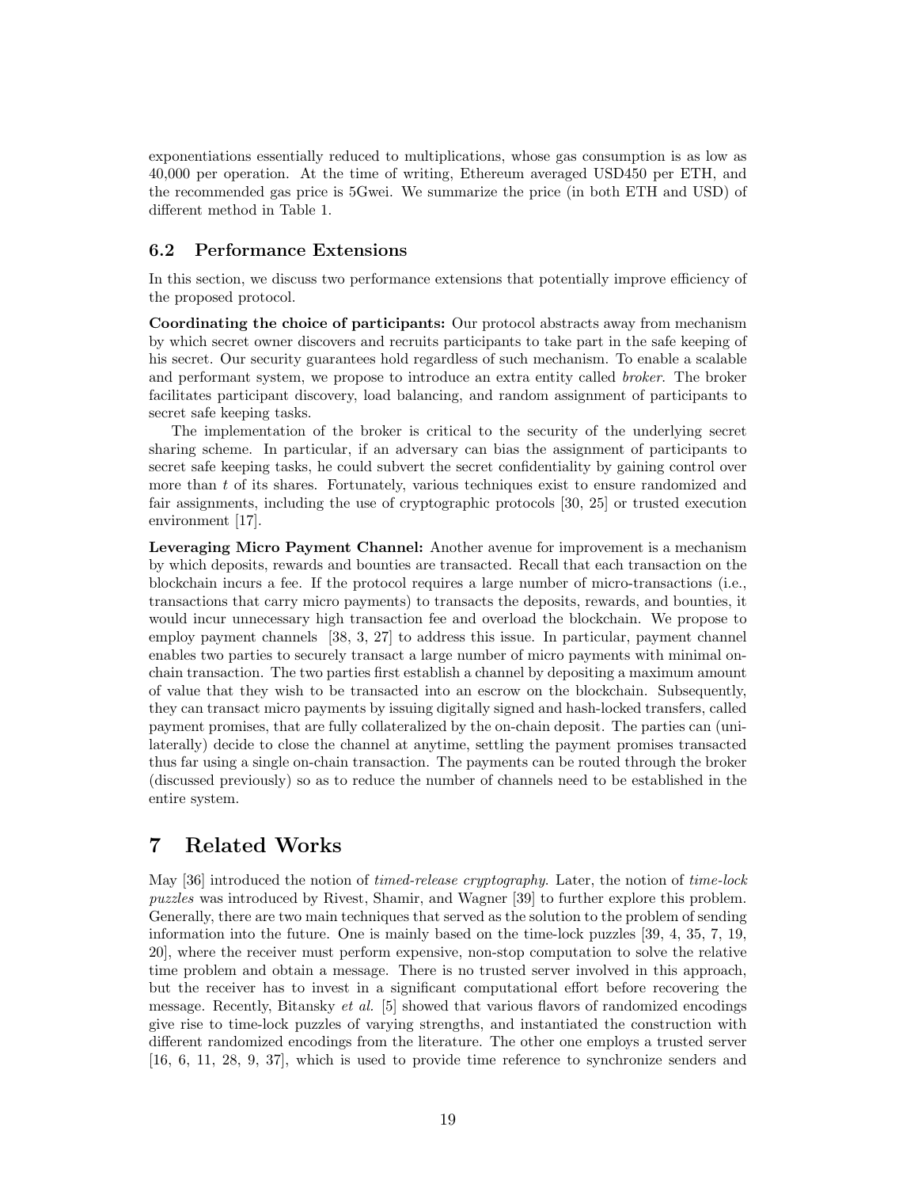exponentiations essentially reduced to multiplications, whose gas consumption is as low as 40,000 per operation. At the time of writing, Ethereum averaged USD450 per ETH, and the recommended gas price is 5Gwei. We summarize the price (in both ETH and USD) of different method in Table 1.

### 6.2 Performance Extensions

In this section, we discuss two performance extensions that potentially improve efficiency of the proposed protocol.

**Coordinating the choice of participants:** Our protocol abstracts away from mechanism by which secret owner discovers and recruits participants to take part in the safe keeping of his secret. Our security guarantees hold regardless of such mechanism. To enable a scalable and performant system, we propose to introduce an extra entity called *broker*. The broker facilitates participant discovery, load balancing, and random assignment of participants to secret safe keeping tasks.

The implementation of the broker is critical to the security of the underlying secret sharing scheme. In particular, if an adversary can bias the assignment of participants to secret safe keeping tasks, he could subvert the secret confidentiality by gaining control over more than $t$ of its shares. Fortunately, various techniques exist to ensure randomized and fair assignments, including the use of cryptographic protocols [30, 25] or trusted execution environment [17].

**Leveraging Micro Payment Channel:** Another avenue for improvement is a mechanism by which deposits, rewards and bounties are transacted. Recall that each transaction on the blockchain incurs a fee. If the protocol requires a large number of micro-transactions (i.e., transactions that carry micro payments) to transacts the deposits, rewards, and bounties, it would incur unnecessary high transaction fee and overload the blockchain. We propose to employ payment channels [38, 3, 27] to address this issue. In particular, payment channel enables two parties to securely transact a large number of micro payments with minimal on-chain transaction. The two parties first establish a channel by depositing a maximum amount of value that they wish to be transacted into an escrow on the blockchain. Subsequently, they can transact micro payments by issuing digitally signed and hash-locked transfers, called payment promises, that are fully collateralized by the on-chain deposit. The parties can (unilaterally) decide to close the channel at anytime, settling the payment promises transacted thus far using a single on-chain transaction. The payments can be routed through the broker (discussed previously) so as to reduce the number of channels need to be established in the entire system.

## 7 Related Works

May [36] introduced the notion of *timed-release cryptography*. Later, the notion of *time-lock puzzles* was introduced by Rivest, Shamir, and Wagner [39] to further explore this problem. Generally, there are two main techniques that served as the solution to the problem of sending information into the future. One is mainly based on the time-lock puzzles [39, 4, 35, 7, 19, 20], where the receiver must perform expensive, non-stop computation to solve the relative time problem and obtain a message. There is no trusted server involved in this approach, but the receiver has to invest in a significant computational effort before recovering the message. Recently, Bitansky *et al.* [5] showed that various flavors of randomized encodings give rise to time-lock puzzles of varying strengths, and instantiated the construction with different randomized encodings from the literature. The other one employs a trusted server [16, 6, 11, 28, 9, 37], which is used to provide time reference to synchronize senders and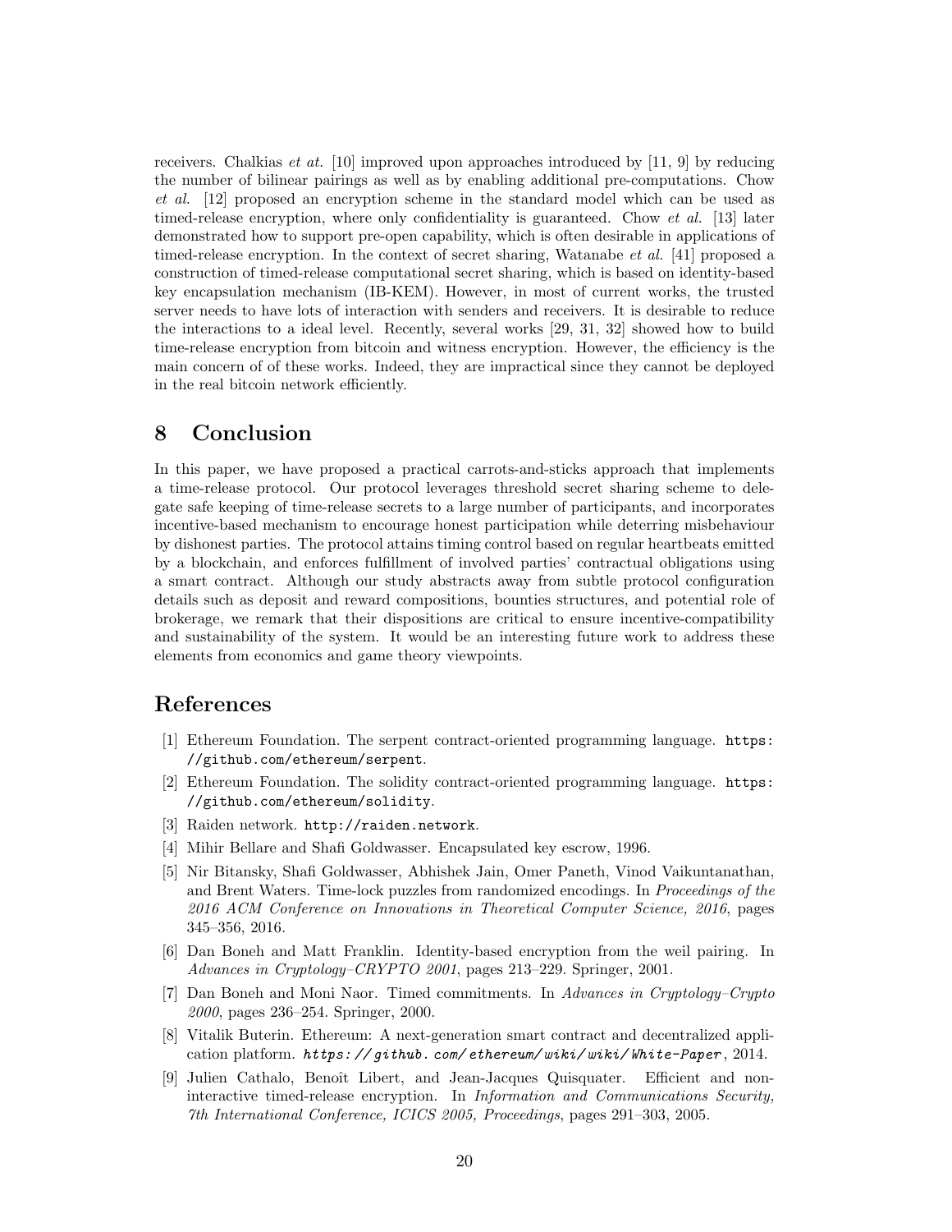receivers. Chalkias *et at.* [10] improved upon approaches introduced by [11, 9] by reducing the number of bilinear pairings as well as by enabling additional pre-computations. Chow *et al.* [12] proposed an encryption scheme in the standard model which can be used as timed-release encryption, where only confidentiality is guaranteed. Chow *et al.* [13] later demonstrated how to support pre-open capability, which is often desirable in applications of timed-release encryption. In the context of secret sharing, Watanabe *et al.* [41] proposed a construction of timed-release computational secret sharing, which is based on identity-based key encapsulation mechanism (IB-KEM). However, in most of current works, the trusted server needs to have lots of interaction with senders and receivers. It is desirable to reduce the interactions to a ideal level. Recently, several works [29, 31, 32] showed how to build time-release encryption from bitcoin and witness encryption. However, the efficiency is the main concern of of these works. Indeed, they are impractical since they cannot be deployed in the real bitcoin network efficiently.

# 8 Conclusion

In this paper, we have proposed a practical carrots-and-sticks approach that implements a time-release protocol. Our protocol leverages threshold secret sharing scheme to delegate safe keeping of time-release secrets to a large number of participants, and incorporates incentive-based mechanism to encourage honest participation while deterring misbehaviour by dishonest parties. The protocol attains timing control based on regular heartbeats emitted by a blockchain, and enforces fulfillment of involved parties' contractual obligations using a smart contract. Although our study abstracts away from subtle protocol configuration details such as deposit and reward compositions, bounties structures, and potential role of brokerage, we remark that their dispositions are critical to ensure incentive-compatibility and sustainability of the system. It would be an interesting future work to address these elements from economics and game theory viewpoints.

# References

[1] Ethereum Foundation. The serpent contract-oriented programming language. `https://github.com/ethereum/serpent`.

[2] Ethereum Foundation. The solidity contract-oriented programming language. `https://github.com/ethereum/solidity`.

[3] Raiden network. `http://raiden.network`.

[4] Mihir Bellare and Shafi Goldwasser. Encapsulated key escrow, 1996.

[5] Nir Bitansky, Shafi Goldwasser, Abhishek Jain, Omer Paneth, Vinod Vaikuntanathan, and Brent Waters. Time-lock puzzles from randomized encodings. In *Proceedings of the 2016 ACM Conference on Innovations in Theoretical Computer Science, 2016*, pages 345–356, 2016.

[6] Dan Boneh and Matt Franklin. Identity-based encryption from the weil pairing. In *Advances in Cryptology–CRYPTO 2001*, pages 213–229. Springer, 2001.

[7] Dan Boneh and Moni Naor. Timed commitments. In *Advances in Cryptology–Crypto 2000*, pages 236–254. Springer, 2000.

[8] Vitalik Buterin. Ethereum: A next-generation smart contract and decentralized application platform. *https://github.com/ethereum/wiki/wiki/White-Paper*, 2014.

[9] Julien Cathalo, Benoît Libert, and Jean-Jacques Quisquater. Efficient and non-interactive timed-release encryption. In *Information and Communications Security, 7th International Conference, ICICS 2005, Proceedings*, pages 291–303, 2005.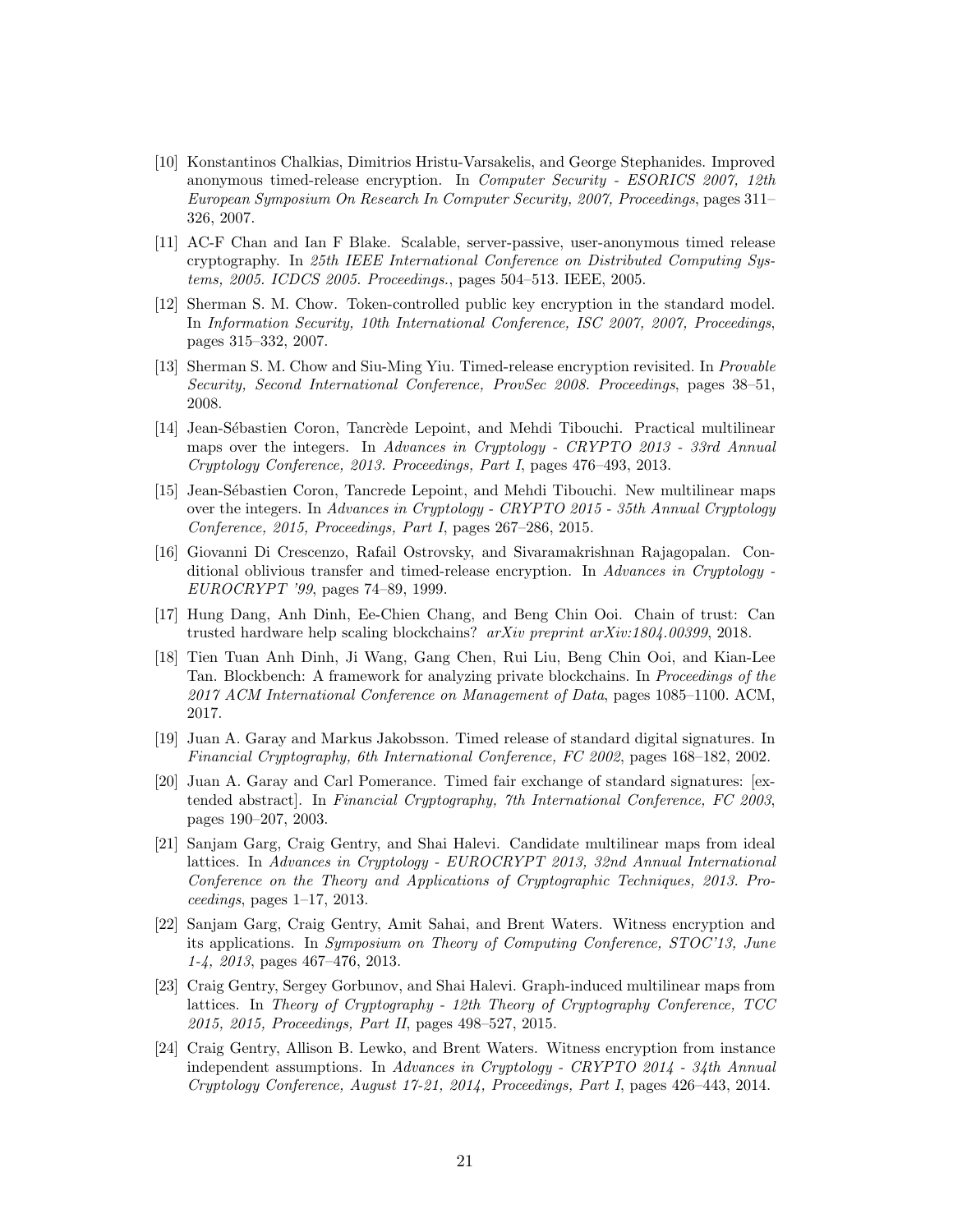[10] Konstantinos Chalkias, Dimitrios Hristu-Varsakelis, and George Stephanides. Improved anonymous timed-release encryption. In *Computer Security - ESORICS 2007, 12th European Symposium On Research In Computer Security, 2007, Proceedings*, pages 311–326, 2007.

[11] AC-F Chan and Ian F Blake. Scalable, server-passive, user-anonymous timed release cryptography. In *25th IEEE International Conference on Distributed Computing Systems, 2005. ICDCS 2005. Proceedings.*, pages 504–513. IEEE, 2005.

[12] Sherman S. M. Chow. Token-controlled public key encryption in the standard model. In *Information Security, 10th International Conference, ISC 2007, 2007, Proceedings*, pages 315–332, 2007.

[13] Sherman S. M. Chow and Siu-Ming Yiu. Timed-release encryption revisited. In *Provable Security, Second International Conference, ProvSec 2008. Proceedings*, pages 38–51, 2008.

[14] Jean-Sébastien Coron, Tancrède Lepoint, and Mehdi Tibouchi. Practical multilinear maps over the integers. In *Advances in Cryptology - CRYPTO 2013 - 33rd Annual Cryptology Conference, 2013. Proceedings, Part I*, pages 476–493, 2013.

[15] Jean-Sébastien Coron, Tancrede Lepoint, and Mehdi Tibouchi. New multilinear maps over the integers. In *Advances in Cryptology - CRYPTO 2015 - 35th Annual Cryptology Conference, 2015, Proceedings, Part I*, pages 267–286, 2015.

[16] Giovanni Di Crescenzo, Rafail Ostrovsky, and Sivaramakrishnan Rajagopalan. Conditional oblivious transfer and timed-release encryption. In *Advances in Cryptology - EUROCRYPT '99*, pages 74–89, 1999.

[17] Hung Dang, Anh Dinh, Ee-Chien Chang, and Beng Chin Ooi. Chain of trust: Can trusted hardware help scaling blockchains? *arXiv preprint arXiv:1804.00399*, 2018.

[18] Tien Tuan Anh Dinh, Ji Wang, Gang Chen, Rui Liu, Beng Chin Ooi, and Kian-Lee Tan. Blockbench: A framework for analyzing private blockchains. In *Proceedings of the 2017 ACM International Conference on Management of Data*, pages 1085–1100. ACM, 2017.

[19] Juan A. Garay and Markus Jakobsson. Timed release of standard digital signatures. In *Financial Cryptography, 6th International Conference, FC 2002*, pages 168–182, 2002.

[20] Juan A. Garay and Carl Pomerance. Timed fair exchange of standard signatures: [extended abstract]. In *Financial Cryptography, 7th International Conference, FC 2003*, pages 190–207, 2003.

[21] Sanjam Garg, Craig Gentry, and Shai Halevi. Candidate multilinear maps from ideal lattices. In *Advances in Cryptology - EUROCRYPT 2013, 32nd Annual International Conference on the Theory and Applications of Cryptographic Techniques, 2013. Proceedings*, pages 1–17, 2013.

[22] Sanjam Garg, Craig Gentry, Amit Sahai, and Brent Waters. Witness encryption and its applications. In *Symposium on Theory of Computing Conference, STOC'13, June 1-4, 2013*, pages 467–476, 2013.

[23] Craig Gentry, Sergey Gorbunov, and Shai Halevi. Graph-induced multilinear maps from lattices. In *Theory of Cryptography - 12th Theory of Cryptography Conference, TCC 2015, 2015, Proceedings, Part II*, pages 498–527, 2015.

[24] Craig Gentry, Allison B. Lewko, and Brent Waters. Witness encryption from instance independent assumptions. In *Advances in Cryptology - CRYPTO 2014 - 34th Annual Cryptology Conference, August 17-21, 2014, Proceedings, Part I*, pages 426–443, 2014.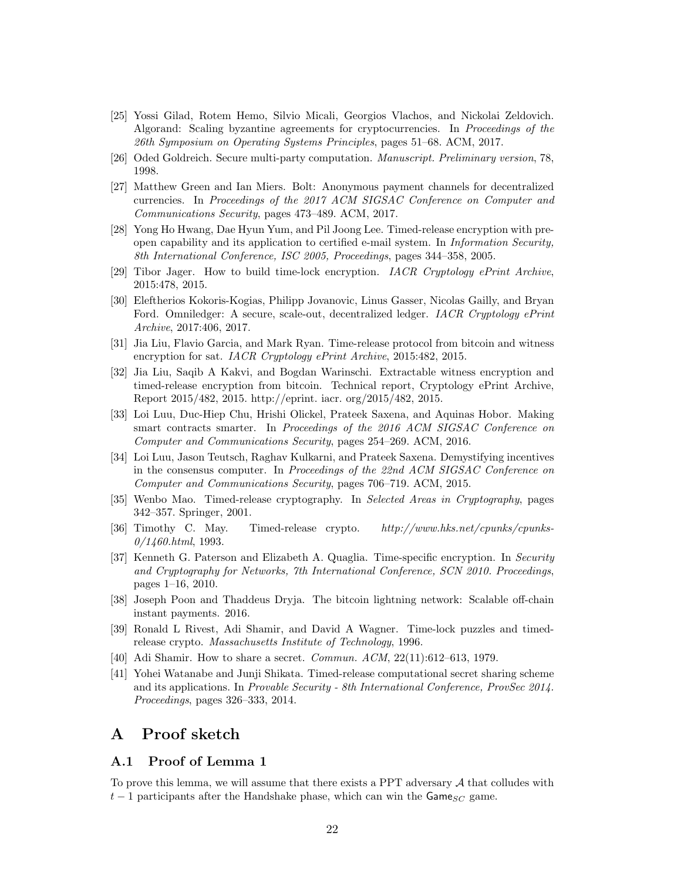[25] Yossi Gilad, Rotem Hemo, Silvio Micali, Georgios Vlachos, and Nickolai Zeldovich. Algorand: Scaling byzantine agreements for cryptocurrencies. In *Proceedings of the 26th Symposium on Operating Systems Principles*, pages 51–68. ACM, 2017.

[26] Oded Goldreich. Secure multi-party computation. *Manuscript. Preliminary version*, 78, 1998.

[27] Matthew Green and Ian Miers. Bolt: Anonymous payment channels for decentralized currencies. In *Proceedings of the 2017 ACM SIGSAC Conference on Computer and Communications Security*, pages 473–489. ACM, 2017.

[28] Yong Ho Hwang, Dae Hyun Yum, and Pil Joong Lee. Timed-release encryption with pre-open capability and its application to certified e-mail system. In *Information Security, 8th International Conference, ISC 2005, Proceedings*, pages 344–358, 2005.

[29] Tibor Jager. How to build time-lock encryption. *IACR Cryptology ePrint Archive*, 2015:478, 2015.

[30] Eleftherios Kokoris-Kogias, Philipp Jovanovic, Linus Gasser, Nicolas Gailly, and Bryan Ford. Omniledger: A secure, scale-out, decentralized ledger. *IACR Cryptology ePrint Archive*, 2017:406, 2017.

[31] Jia Liu, Flavio Garcia, and Mark Ryan. Time-release protocol from bitcoin and witness encryption for sat. *IACR Cryptology ePrint Archive*, 2015:482, 2015.

[32] Jia Liu, Saqib A Kakvi, and Bogdan Warinschi. Extractable witness encryption and timed-release encryption from bitcoin. Technical report, Cryptology ePrint Archive, Report 2015/482, 2015. http://eprint. iacr. org/2015/482, 2015.

[33] Loi Luu, Duc-Hiep Chu, Hrishi Olickel, Prateek Saxena, and Aquinas Hobor. Making smart contracts smarter. In *Proceedings of the 2016 ACM SIGSAC Conference on Computer and Communications Security*, pages 254–269. ACM, 2016.

[34] Loi Luu, Jason Teutsch, Raghav Kulkarni, and Prateek Saxena. Demystifying incentives in the consensus computer. In *Proceedings of the 22nd ACM SIGSAC Conference on Computer and Communications Security*, pages 706–719. ACM, 2015.

[35] Wenbo Mao. Timed-release cryptography. In *Selected Areas in Cryptography*, pages 342–357. Springer, 2001.

[36] Timothy C. May. Timed-release crypto. *http://www.hks.net/cpunks/cpunks-0/1460.html*, 1993.

[37] Kenneth G. Paterson and Elizabeth A. Quaglia. Time-specific encryption. In *Security and Cryptography for Networks, 7th International Conference, SCN 2010. Proceedings*, pages 1–16, 2010.

[38] Joseph Poon and Thaddeus Dryja. The bitcoin lightning network: Scalable off-chain instant payments. 2016.

[39] Ronald L Rivest, Adi Shamir, and David A Wagner. Time-lock puzzles and timed-release crypto. *Massachusetts Institute of Technology*, 1996.

[40] Adi Shamir. How to share a secret. *Commun. ACM*, 22(11):612–613, 1979.

[41] Yohei Watanabe and Junji Shikata. Timed-release computational secret sharing scheme and its applications. In *Provable Security - 8th International Conference, ProvSec 2014. Proceedings*, pages 326–333, 2014.

# A Proof sketch

## A.1 Proof of Lemma 1

To prove this lemma, we will assume that there exists a PPT adversary $\mathcal{A}$ that colludes with $t-1$ participants after the Handshake phase, which can win the $\mathsf{Game}_{SC}$ game.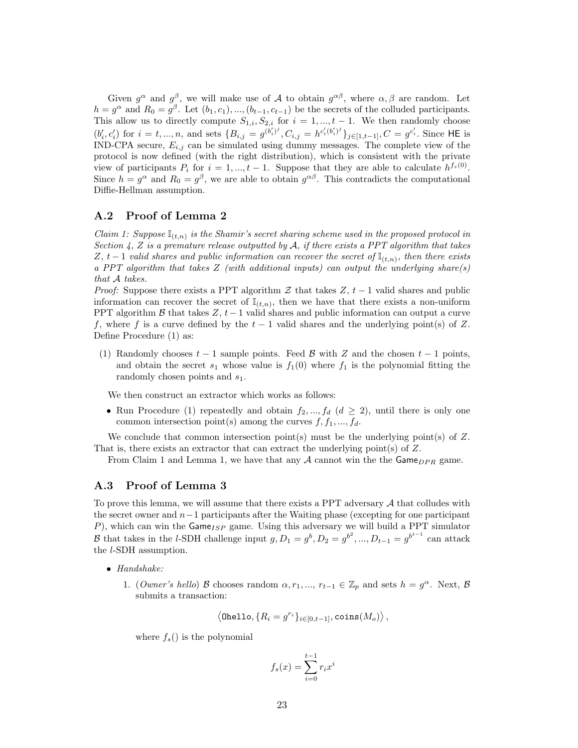Given $g^\alpha$ and $g^\beta$, we will make use of $\mathcal{A}$ to obtain $g^{\alpha\beta}$, where $\alpha, \beta$ are random. Let $h = g^\alpha$ and $R_0 = g^\beta$. Let $(b_1, c_1), ..., (b_{t-1}, c_{t-1})$ be the secrets of the colluded participants. This allow us to directly compute $S_{1,i}, S_{2,i}$ for $i = 1, ..., t-1$. We then randomly choose $(b'_i, c'_i)$ for $i = t, ..., n$, and sets $\{B_{i,j} = g^{(b'_i)^j}, C_{i,j} = h^{c'_i (b'_i)^j}\}_{j \in [1, t-1]}, C = g^{c'_i}$. Since $\mathsf{HE}$ is IND-CPA secure, $E_{i,j}$ can be simulated using dummy messages. The complete view of the protocol is now defined (with the right distribution), which is consistent with the private view of participants $P_i$ for $i = 1, ..., t-1$. Suppose that they are able to calculate $h^{f_s(0)}$. Since $h = g^\alpha$ and $R_0 = g^\beta$, we are able to obtain $g^{\alpha\beta}$. This contradicts the computational Diffie-Hellman assumption.

## A.2 Proof of Lemma 2

*Claim 1: Suppose $\mathbb{I}_{(t,n)}$ is the Shamir's secret sharing scheme used in the proposed protocol in Section 4, $Z$ is a premature release outputted by $\mathcal{A}$, if there exists a PPT algorithm that takes $Z$, $t-1$ valid shares and public information can recover the secret of $\mathbb{I}_{(t,n)}$, then there exists a PPT algorithm that takes $Z$ (with additional inputs) can output the underlying share(s) that $\mathcal{A}$ takes.*

*Proof:* Suppose there exists a PPT algorithm $\mathcal{Z}$ that takes $Z$, $t-1$ valid shares and public information can recover the secret of $\mathbb{I}_{(t,n)}$, then we have that there exists a non-uniform PPT algorithm $\mathcal{B}$ that takes $Z$, $t-1$ valid shares and public information can output a curve $f$, where $f$ is a curve defined by the $t-1$ valid shares and the underlying point(s) of $Z$. Define Procedure (1) as:

(1) Randomly chooses $t-1$ sample points. Feed $\mathcal{B}$ with $Z$ and the chosen $t-1$ points, and obtain the secret $s_1$ whose value is $f_1(0)$ where $f_1$ is the polynomial fitting the randomly chosen points and $s_1$.

We then construct an extractor which works as follows:

- Run Procedure (1) repeatedly and obtain $f_2, ..., f_d$ ($d \geq 2$), until there is only one common intersection point(s) among the curves $f, f_1, ..., f_d$.

We conclude that common intersection point(s) must be the underlying point(s) of $Z$. That is, there exists an extractor that can extract the underlying point(s) of $Z$.

From Claim 1 and Lemma 1, we have that any $\mathcal{A}$ cannot win the the $\mathsf{Game}_{DPR}$ game.

## A.3 Proof of Lemma 3

To prove this lemma, we will assume that there exists a PPT adversary $\mathcal{A}$ that colludes with the secret owner and $n-1$ participants after the Waiting phase (excepting for one participant $P$), which can win the $\mathsf{Game}_{ISP}$ game. Using this adversary we will build a PPT simulator $\mathcal{B}$ that takes in the $l$-SDH challenge input $g, D_1 = g^b, D_2 = g^{b^2}, ..., D_{t-1} = g^{b^{t-1}}$ can attack the $l$-SDH assumption.

- *Handshake:*
  1. (*Owner's hello*) $\mathcal{B}$ chooses random $\alpha, r_1, ..., r_{t-1} \in \mathbb{Z}_p$ and sets $h = g^\alpha$. Next, $\mathcal{B}$ submits a transaction:

$$\left\langle \texttt{Ohello}, \{R_i = g^{r_i}\}_{i \in [0, t-1]}, \texttt{coins}(M_o) \right\rangle,$$

where $f_s()$ is the polynomial

$$f_s(x) = \sum_{i=0}^{t-1} r_i x^i$$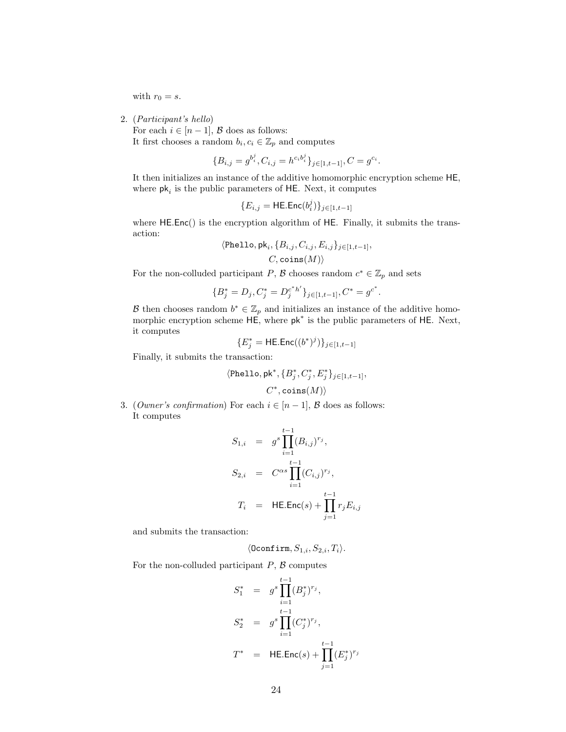with $r_0 = s$.

2. (*Participant's hello*)
   For each $i \in [n-1]$, $\mathcal{B}$ does as follows:
   It first chooses a random $b_i, c_i \in \mathbb{Z}_p$ and computes

$$\{B_{i,j} = g^{b_i^j}, C_{i,j} = h^{c_i b_i^j}\}_{j \in [1,t-1]}, C = g^{c_i}.$$

   It then initializes an instance of the additive homomorphic encryption scheme $\mathsf{HE}$, where $\mathsf{pk}_i$ is the public parameters of $\mathsf{HE}$. Next, it computes

$$\{E_{i,j} = \mathsf{HE.Enc}(b_i^j)\}_{j \in [1,t-1]}$$

   where $\mathsf{HE.Enc}()$ is the encryption algorithm of $\mathsf{HE}$. Finally, it submits the transaction:

$$\langle \mathtt{Phello}, \mathsf{pk}_i, \{B_{i,j}, C_{i,j}, E_{i,j}\}_{j \in [1,t-1]},$$
$$C, \mathtt{coins}(M) \rangle$$

   For the non-colluded participant $P$, $\mathcal{B}$ chooses random $c^* \in \mathbb{Z}_p$ and sets

$$\{B_j^* = D_j, C_j^* = D_j^{c^* h'}\}_{j \in [1,t-1]}, C^* = g^{c^*}.$$

   $\mathcal{B}$ then chooses random $b^* \in \mathbb{Z}_p$ and initializes an instance of the additive homomorphic encryption scheme $\mathsf{HE}$, where $\mathsf{pk}^*$ is the public parameters of $\mathsf{HE}$. Next, it computes

$$\{E_j^* = \mathsf{HE.Enc}((b^*)^j)\}_{j \in [1,t-1]}$$

   Finally, it submits the transaction:

$$\langle \mathtt{Phello}, \mathsf{pk}^*, \{B_j^*, C_j^*, E_j^*\}_{j \in [1,t-1]},$$
$$C^*, \mathtt{coins}(M) \rangle$$

3. (*Owner's confirmation*) For each $i \in [n-1]$, $\mathcal{B}$ does as follows:
   It computes

$$\begin{aligned}
S_{1,i} &= g^s \prod_{i=1}^{t-1} (B_{i,j})^{r_j}, \\
S_{2,i} &= C^{\alpha s} \prod_{i=1}^{t-1} (C_{i,j})^{r_j}, \\
T_i &= \mathsf{HE.Enc}(s) + \prod_{j=1}^{t-1} r_j E_{i,j}
\end{aligned}$$

   and submits the transaction:

$$\langle \mathtt{Oconfirm}, S_{1,i}, S_{2,i}, T_i \rangle.$$

   For the non-colluded participant $P$, $\mathcal{B}$ computes

$$\begin{aligned}
S_1^* &= g^s \prod_{i=1}^{t-1} (B_j^*)^{r_j}, \\
S_2^* &= g^s \prod_{i=1}^{t-1} (C_j^*)^{r_j}, \\
T^* &= \mathsf{HE.Enc}(s) + \prod_{j=1}^{t-1} (E_j^*)^{r_j}
\end{aligned}$$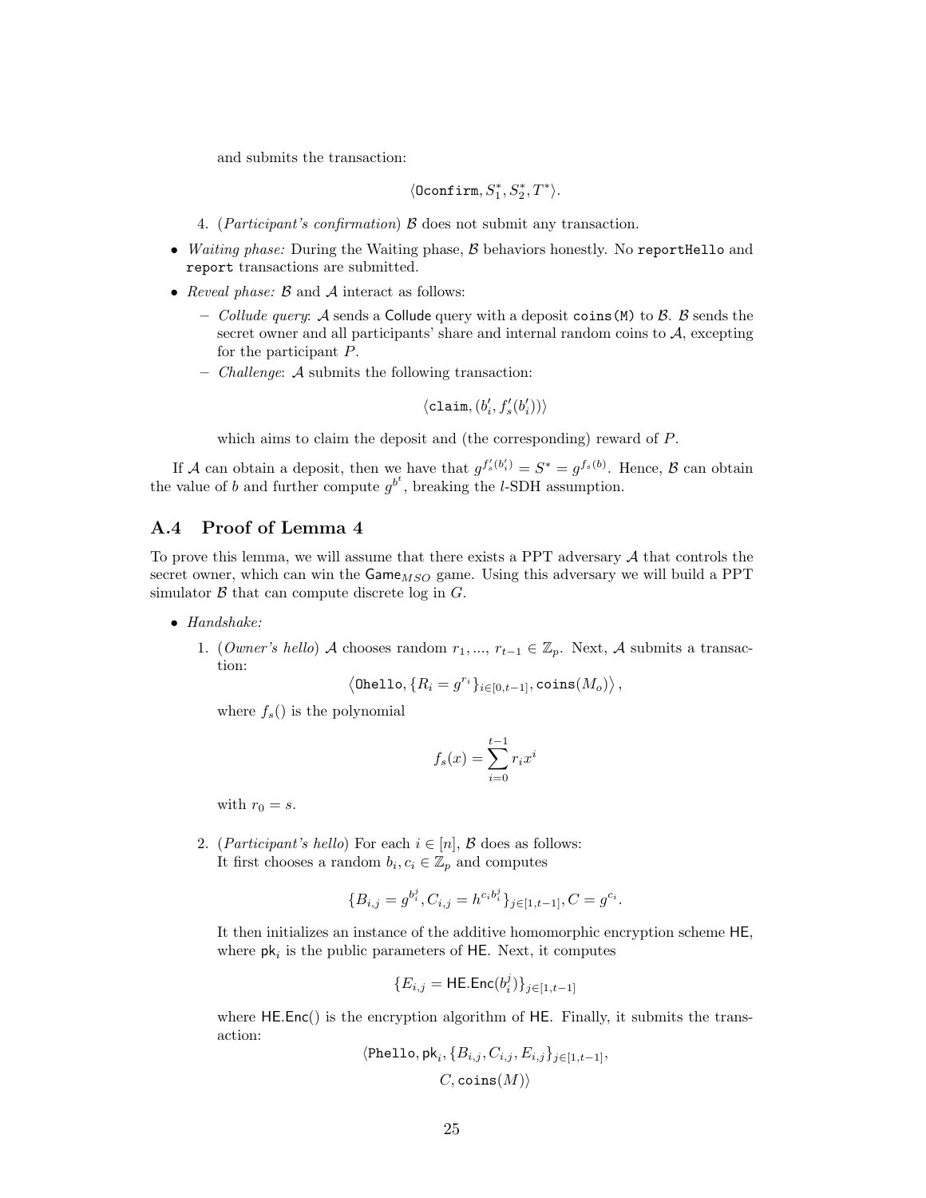and submits the transaction:

$$\langle \texttt{Oconfirm}, S_1^*, S_2^*, T^* \rangle.$$

4. (*Participant's confirmation*) $\mathcal{B}$ does not submit any transaction.

- *Waiting phase:* During the Waiting phase, $\mathcal{B}$ behaviors honestly. No `reportHello` and `report` transactions are submitted.
- *Reveal phase:* $\mathcal{B}$ and $\mathcal{A}$ interact as follows:
  - *Collude query*: $\mathcal{A}$ sends a Collude query with a deposit `coins(M)` to $\mathcal{B}$. $\mathcal{B}$ sends the secret owner and all participants' share and internal random coins to $\mathcal{A}$, excepting for the participant $P$.
  - *Challenge*: $\mathcal{A}$ submits the following transaction:

    $$\langle \texttt{claim}, (b_i', f_s'(b_i')) \rangle$$

    which aims to claim the deposit and (the corresponding) reward of $P$.

If $\mathcal{A}$ can obtain a deposit, then we have that $g^{f_s'(b_i')} = S^* = g^{f_s(b)}$. Hence, $\mathcal{B}$ can obtain the value of $b$ and further compute $g^{b^t}$, breaking the $l$-SDH assumption.

## A.4 Proof of Lemma 4

To prove this lemma, we will assume that there exists a PPT adversary $\mathcal{A}$ that controls the secret owner, which can win the $\mathsf{Game}_{MSO}$ game. Using this adversary we will build a PPT simulator $\mathcal{B}$ that can compute discrete log in $G$.

- *Handshake:*
  1. (*Owner's hello*) $\mathcal{A}$ chooses random $r_1, ..., r_{t-1} \in \mathbb{Z}_p$. Next, $\mathcal{A}$ submits a transaction:

     $$\left\langle \texttt{Ohello}, \{R_i = g^{r_i}\}_{i \in [0,t-1]}, \texttt{coins}(M_o) \right\rangle,$$

     where $f_s()$ is the polynomial

     $$f_s(x) = \sum_{i=0}^{t-1} r_i x^i$$

     with $r_0 = s$.

  2. (*Participant's hello*) For each $i \in [n]$, $\mathcal{B}$ does as follows:
     It first chooses a random $b_i, c_i \in \mathbb{Z}_p$ and computes

     $$\{B_{i,j} = g^{b_i^j}, C_{i,j} = h^{c_i b_i^j}\}_{j \in [1,t-1]}, C = g^{c_i}.$$

     It then initializes an instance of the additive homomorphic encryption scheme $\mathsf{HE}$, where $\mathsf{pk}_i$ is the public parameters of $\mathsf{HE}$. Next, it computes

     $$\{E_{i,j} = \mathsf{HE.Enc}(b_i^j)\}_{j \in [1,t-1]}$$

     where $\mathsf{HE.Enc}()$ is the encryption algorithm of $\mathsf{HE}$. Finally, it submits the transaction:

     $$\langle \texttt{Phello}, \mathsf{pk}_i, \{B_{i,j}, C_{i,j}, E_{i,j}\}_{j \in [1,t-1]},$$
     $$C, \texttt{coins}(M) \rangle$$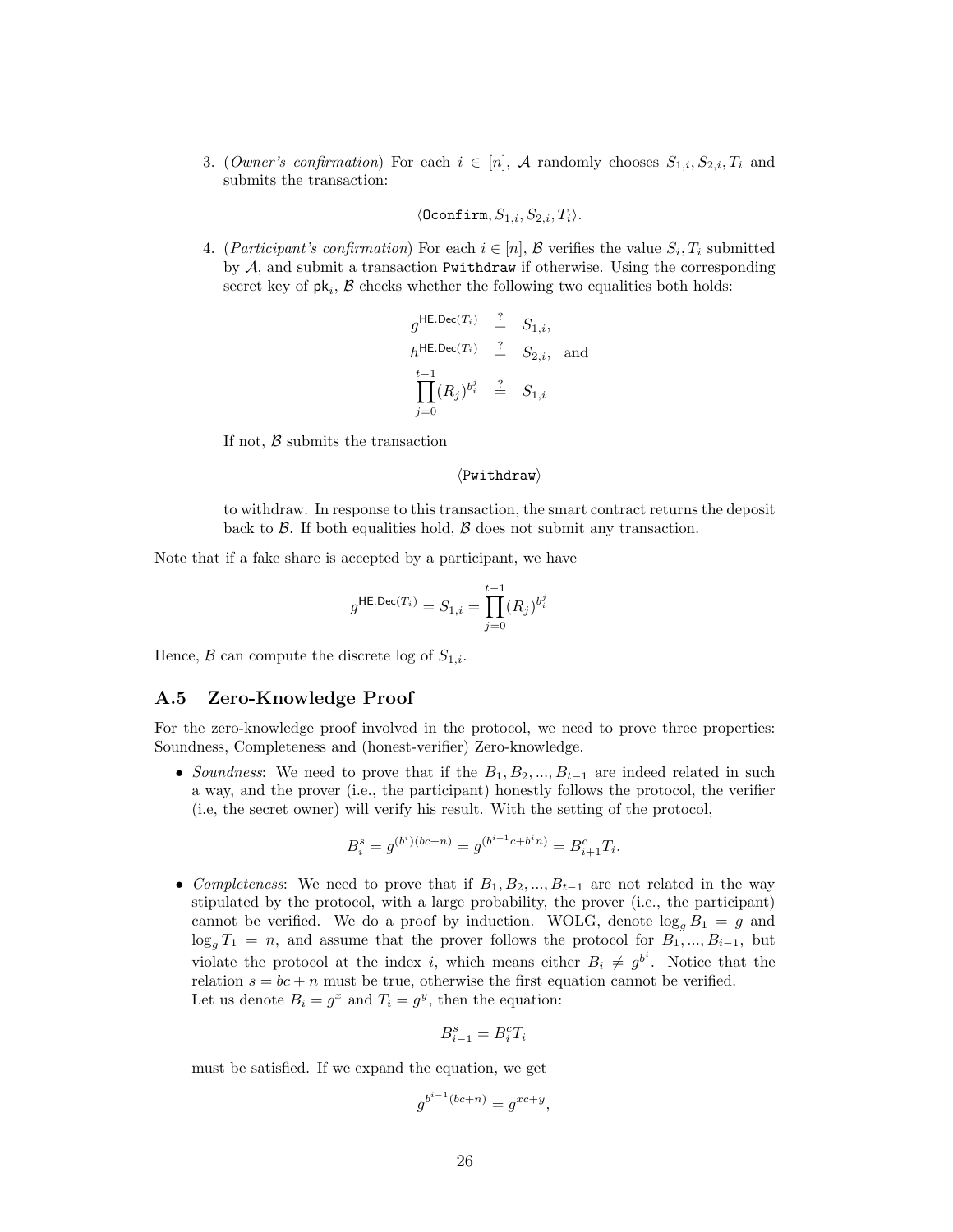3. (*Owner's confirmation*) For each $i \in [n]$, $\mathcal{A}$ randomly chooses $S_{1,i}, S_{2,i}, T_i$ and submits the transaction:

$$\langle \texttt{Oconfirm}, S_{1,i}, S_{2,i}, T_i \rangle.$$

4. (*Participant's confirmation*) For each $i \in [n]$, $\mathcal{B}$ verifies the value $S_i, T_i$ submitted by $\mathcal{A}$, and submit a transaction Pwithdraw if otherwise. Using the corresponding secret key of $\mathsf{pk}_i$, $\mathcal{B}$ checks whether the following two equalities both holds:

$$\begin{aligned} g^{\mathsf{HE.Dec}(T_i)} &\stackrel{?}{=} S_{1,i}, \\ h^{\mathsf{HE.Dec}(T_i)} &\stackrel{?}{=} S_{2,i}, \quad \text{and} \\ \prod_{j=0}^{t-1} (R_j)^{b_i^j} &\stackrel{?}{=} S_{1,i} \end{aligned}$$

If not, $\mathcal{B}$ submits the transaction

$$\langle \texttt{Pwithdraw} \rangle$$

to withdraw. In response to this transaction, the smart contract returns the deposit back to $\mathcal{B}$. If both equalities hold, $\mathcal{B}$ does not submit any transaction.

Note that if a fake share is accepted by a participant, we have

$$g^{\mathsf{HE.Dec}(T_i)} = S_{1,i} = \prod_{j=0}^{t-1} (R_j)^{b_i^j}$$

Hence, $\mathcal{B}$ can compute the discrete log of $S_{1,i}$.

## A.5 Zero-Knowledge Proof

For the zero-knowledge proof involved in the protocol, we need to prove three properties: Soundness, Completeness and (honest-verifier) Zero-knowledge.

- *Soundness*: We need to prove that if the $B_1, B_2, ..., B_{t-1}$ are indeed related in such a way, and the prover (i.e., the participant) honestly follows the protocol, the verifier (i.e, the secret owner) will verify his result. With the setting of the protocol,

$$B_i^s = g^{(b^i)(bc+n)} = g^{(b^{i+1}c + b^i n)} = B_{i+1}^c T_i.$$

- *Completeness*: We need to prove that if $B_1, B_2, ..., B_{t-1}$ are not related in the way stipulated by the protocol, with a large probability, the prover (i.e., the participant) cannot be verified. We do a proof by induction. WOLG, denote $\log_g B_1 = g$ and $\log_g T_1 = n$, and assume that the prover follows the protocol for $B_1, ..., B_{i-1}$, but violate the protocol at the index $i$, which means either $B_i \neq g^{b^i}$. Notice that the relation $s = bc + n$ must be true, otherwise the first equation cannot be verified.
  Let us denote $B_i = g^x$ and $T_i = g^y$, then the equation:

$$B_{i-1}^s = B_i^c T_i$$

  must be satisfied. If we expand the equation, we get

$$g^{b^{i-1}(bc+n)} = g^{xc+y},$$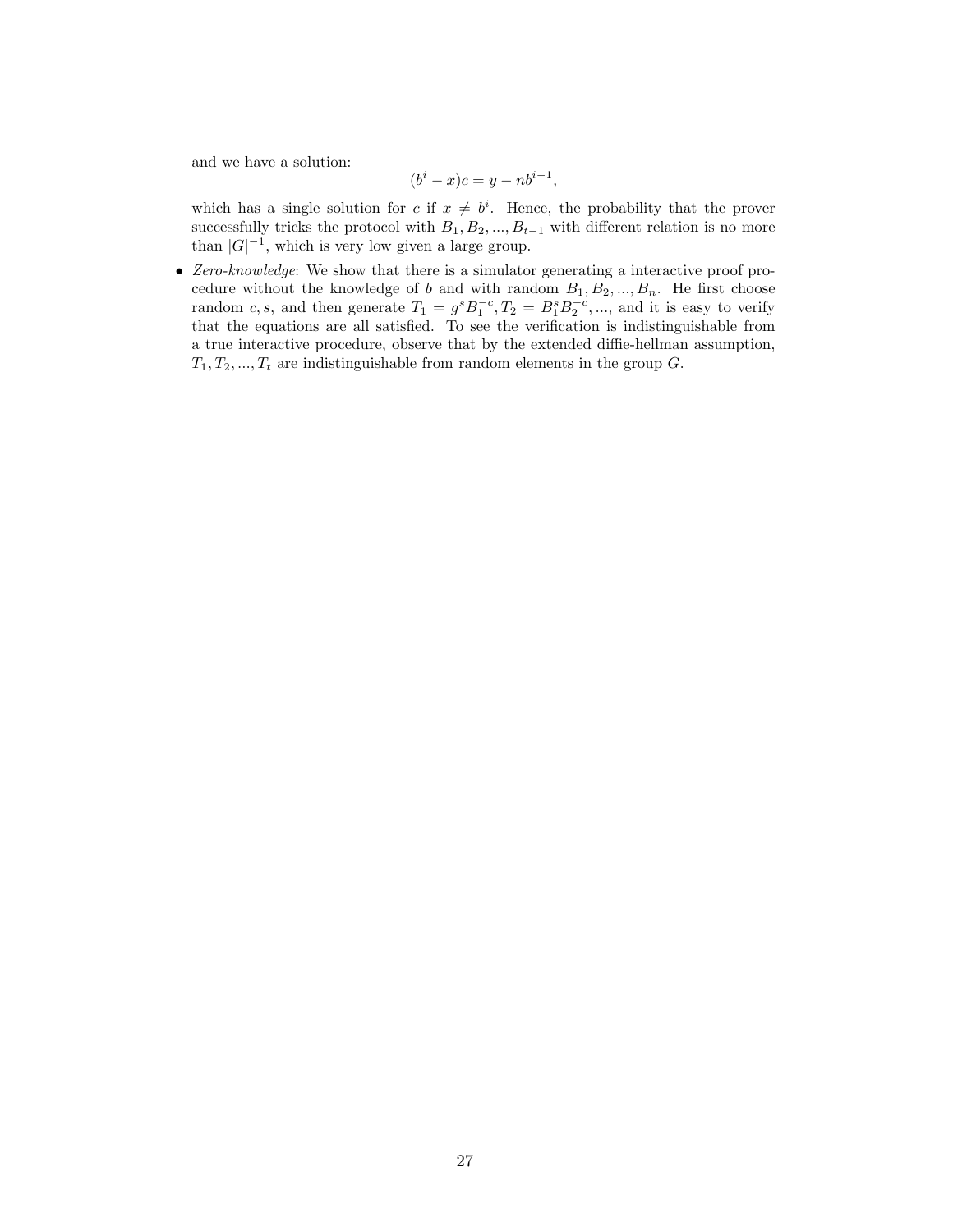and we have a solution:

$$(b^i - x)c = y - nb^{i-1},$$

which has a single solution for $c$ if $x \neq b^i$. Hence, the probability that the prover successfully tricks the protocol with $B_1, B_2, ..., B_{t-1}$ with different relation is no more than $|G|^{-1}$, which is very low given a large group.

- *Zero-knowledge*: We show that there is a simulator generating a interactive proof procedure without the knowledge of $b$ and with random $B_1, B_2, ..., B_n$. He first choose random $c, s$, and then generate $T_1 = g^s B_1^{-c}, T_2 = B_1^s B_2^{-c}, ...,$ and it is easy to verify that the equations are all satisfied. To see the verification is indistinguishable from a true interactive procedure, observe that by the extended diffie-hellman assumption, $T_1, T_2, ..., T_t$ are indistinguishable from random elements in the group $G$.